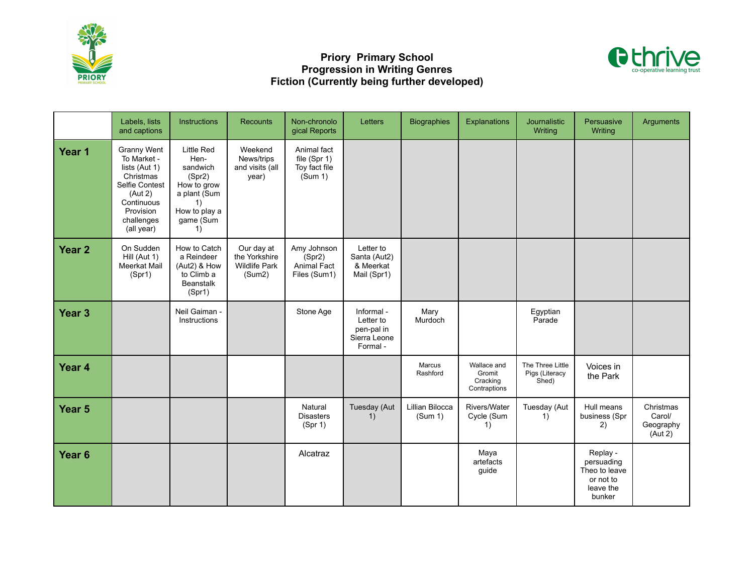# Priory Primary School
## Progression in Writing Genres
## Fiction (Currently being further developed)

| | Labels, lists and captions | Instructions | Recounts | Non-chronological Reports | Letters | Biographies | Explanations | Journalistic Writing | Persuasive Writing | Arguments |
|---|---|---|---|---|---|---|---|---|---|---|
| **Year 1** | Granny Went To Market - lists (Aut 1) Christmas Selfie Contest (Aut 2) Continuous Provision challenges (all year) | Little Red Hen-sandwich (Spr2) How to grow a plant (Sum 1) How to play a game (Sum 1) | Weekend News/trips and visits (all year) | Animal fact file (Spr 1) Toy fact file (Sum 1) | | | | | | |
| **Year 2** | On Sudden Hill (Aut 1) Meerkat Mail (Spr1) | How to Catch a Reindeer (Aut2) & How to Climb a Beanstalk (Spr1) | Our day at the Yorkshire Wildlife Park (Sum2) | Amy Johnson (Spr2) Animal Fact Files (Sum1) | Letter to Santa (Aut2) & Meerkat Mail (Spr1) | | | | | |
| **Year 3** | | Neil Gaiman - Instructions | | Stone Age | Informal - Letter to pen-pal in Sierra Leone Formal - | Mary Murdoch | | Egyptian Parade | | |
| **Year 4** | | | | | | Marcus Rashford | Wallace and Gromit Cracking Contraptions | The Three Little Pigs (Literacy Shed) | Voices in the Park | |
| **Year 5** | | | | Natural Disasters (Spr 1) | Tuesday (Aut 1) | Lillian Bilocca (Sum 1) | Rivers/Water Cycle (Sum 1) | Tuesday (Aut 1) | Hull means business (Spr 2) | Christmas Carol/ Geography (Aut 2) |
| **Year 6** | | | | Alcatraz | | | Maya artefacts guide | | Replay - persuading Theo to leave or not to leave the bunker | |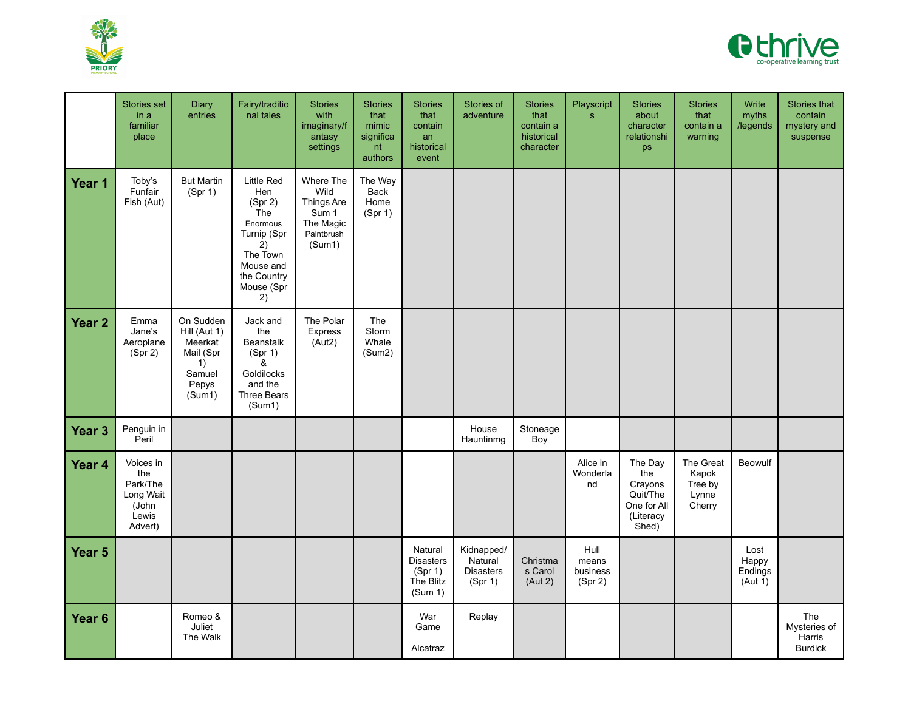| | Stories set in a familiar place | Diary entries | Fairy/traditional tales | Stories with imaginary/fantasy settings | Stories that mimic significant authors | Stories that contain an historical event | Stories of adventure | Stories that contain a historical character | Playscripts | Stories about character relationships | Stories that contain a warning | Write myths /legends | Stories that contain mystery and suspense |
|---|---|---|---|---|---|---|---|---|---|---|---|---|---|
| **Year 1** | Toby's Funfair Fish (Aut) | But Martin (Spr 1) | Little Red Hen (Spr 2) The Enormous Turnip (Spr 2) The Town Mouse and the Country Mouse (Spr 2) | Where The Wild Things Are Sum 1 The Magic Paintbrush (Sum1) | The Way Back Home (Spr 1) | | | | | | | | |
| **Year 2** | Emma Jane's Aeroplane (Spr 2) | On Sudden Hill (Aut 1) Meerkat Mail (Spr 1) Samuel Pepys (Sum1) | Jack and the Beanstalk (Spr 1) & Goldilocks and the Three Bears (Sum1) | The Polar Express (Aut2) | The Storm Whale (Sum2) | | | | | | | | |
| **Year 3** | Penguin in Peril | | | | | | House Hauntinmg | Stoneage Boy | | | | | |
| **Year 4** | Voices in the Park/The Long Wait (John Lewis Advert) | | | | | | | | Alice in Wonderland | The Day the Crayons Quit/The One for All (Literacy Shed) | The Great Kapok Tree by Lynne Cherry | Beowulf | |
| **Year 5** | | | | | | Natural Disasters (Spr 1) The Blitz (Sum 1) | Kidnapped/ Natural Disasters (Spr 1) | Christmas Carol (Aut 2) | Hull means business (Spr 2) | | | Lost Happy Endings (Aut 1) | |
| **Year 6** | | Romeo & Juliet The Walk | | | | War Game Alcatraz | Replay | | | | | | The Mysteries of Harris Burdick |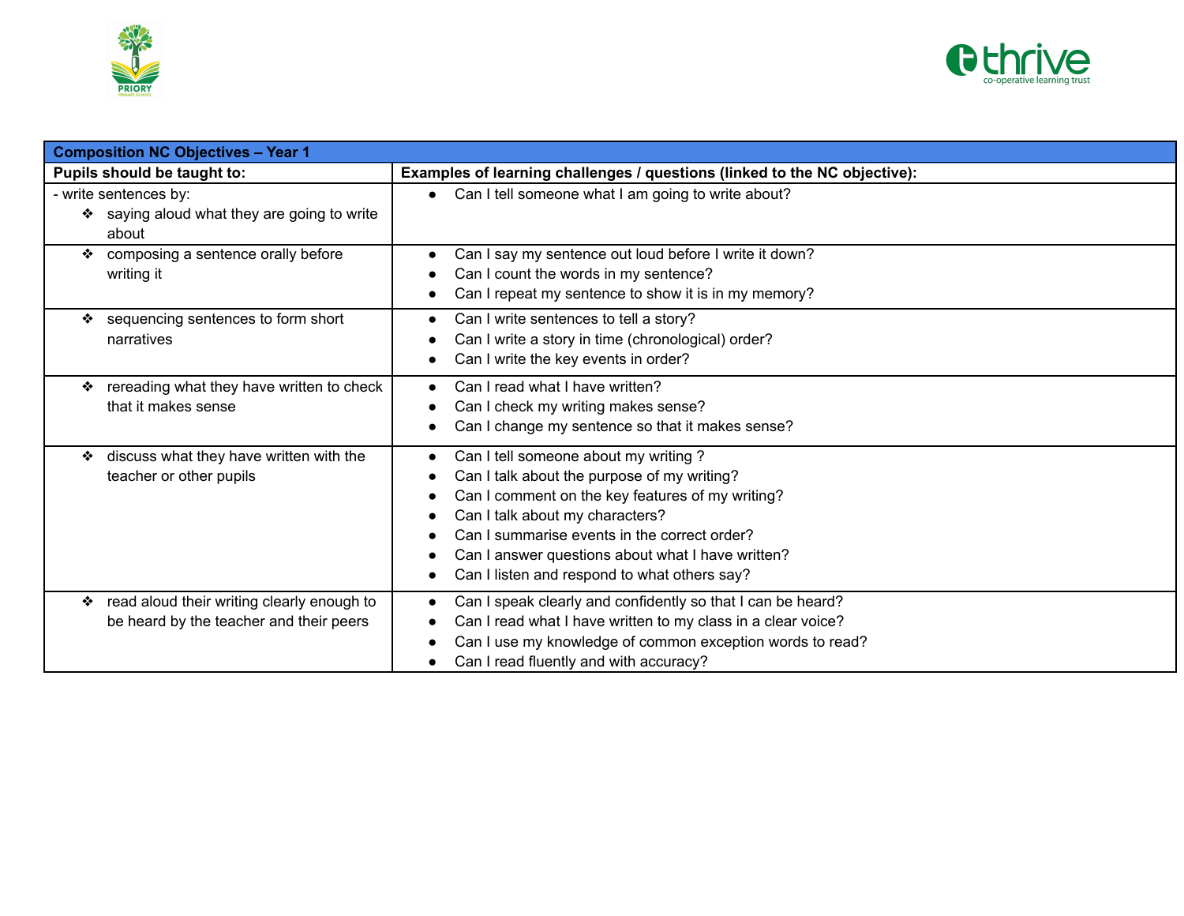| Composition NC Objectives – Year 1 | |
|---|---|
| **Pupils should be taught to:** | **Examples of learning challenges / questions (linked to the NC objective):** |
| - write sentences by:<br>❖ saying aloud what they are going to write about | • Can I tell someone what I am going to write about? |
| ❖ composing a sentence orally before writing it | • Can I say my sentence out loud before I write it down?<br>• Can I count the words in my sentence?<br>• Can I repeat my sentence to show it is in my memory? |
| ❖ sequencing sentences to form short narratives | • Can I write sentences to tell a story?<br>• Can I write a story in time (chronological) order?<br>• Can I write the key events in order? |
| ❖ rereading what they have written to check that it makes sense | • Can I read what I have written?<br>• Can I check my writing makes sense?<br>• Can I change my sentence so that it makes sense? |
| ❖ discuss what they have written with the teacher or other pupils | • Can I tell someone about my writing ?<br>• Can I talk about the purpose of my writing?<br>• Can I comment on the key features of my writing?<br>• Can I talk about my characters?<br>• Can I summarise events in the correct order?<br>• Can I answer questions about what I have written?<br>• Can I listen and respond to what others say? |
| ❖ read aloud their writing clearly enough to be heard by the teacher and their peers | • Can I speak clearly and confidently so that I can be heard?<br>• Can I read what I have written to my class in a clear voice?<br>• Can I use my knowledge of common exception words to read?<br>• Can I read fluently and with accuracy? |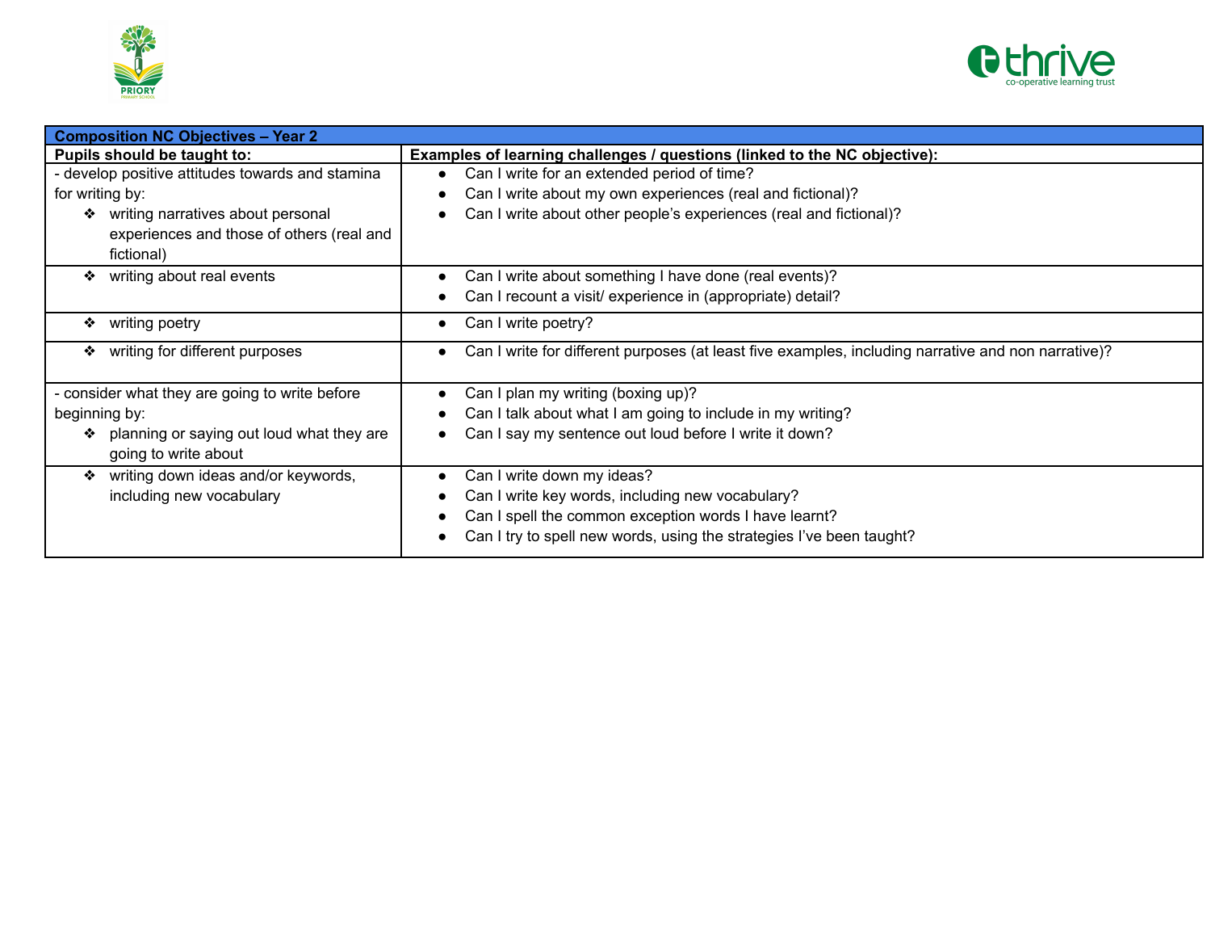| Composition NC Objectives – Year 2 | |
|---|---|
| **Pupils should be taught to:** | **Examples of learning challenges / questions (linked to the NC objective):** |
| - develop positive attitudes towards and stamina for writing by:<br>❖ writing narratives about personal experiences and those of others (real and fictional) | ● Can I write for an extended period of time?<br>● Can I write about my own experiences (real and fictional)?<br>● Can I write about other people's experiences (real and fictional)? |
| ❖ writing about real events | ● Can I write about something I have done (real events)?<br>● Can I recount a visit/ experience in (appropriate) detail? |
| ❖ writing poetry | ● Can I write poetry? |
| ❖ writing for different purposes | ● Can I write for different purposes (at least five examples, including narrative and non narrative)? |
| - consider what they are going to write before beginning by:<br>❖ planning or saying out loud what they are going to write about | ● Can I plan my writing (boxing up)?<br>● Can I talk about what I am going to include in my writing?<br>● Can I say my sentence out loud before I write it down? |
| ❖ writing down ideas and/or keywords, including new vocabulary | ● Can I write down my ideas?<br>● Can I write key words, including new vocabulary?<br>● Can I spell the common exception words I have learnt?<br>● Can I try to spell new words, using the strategies I've been taught? |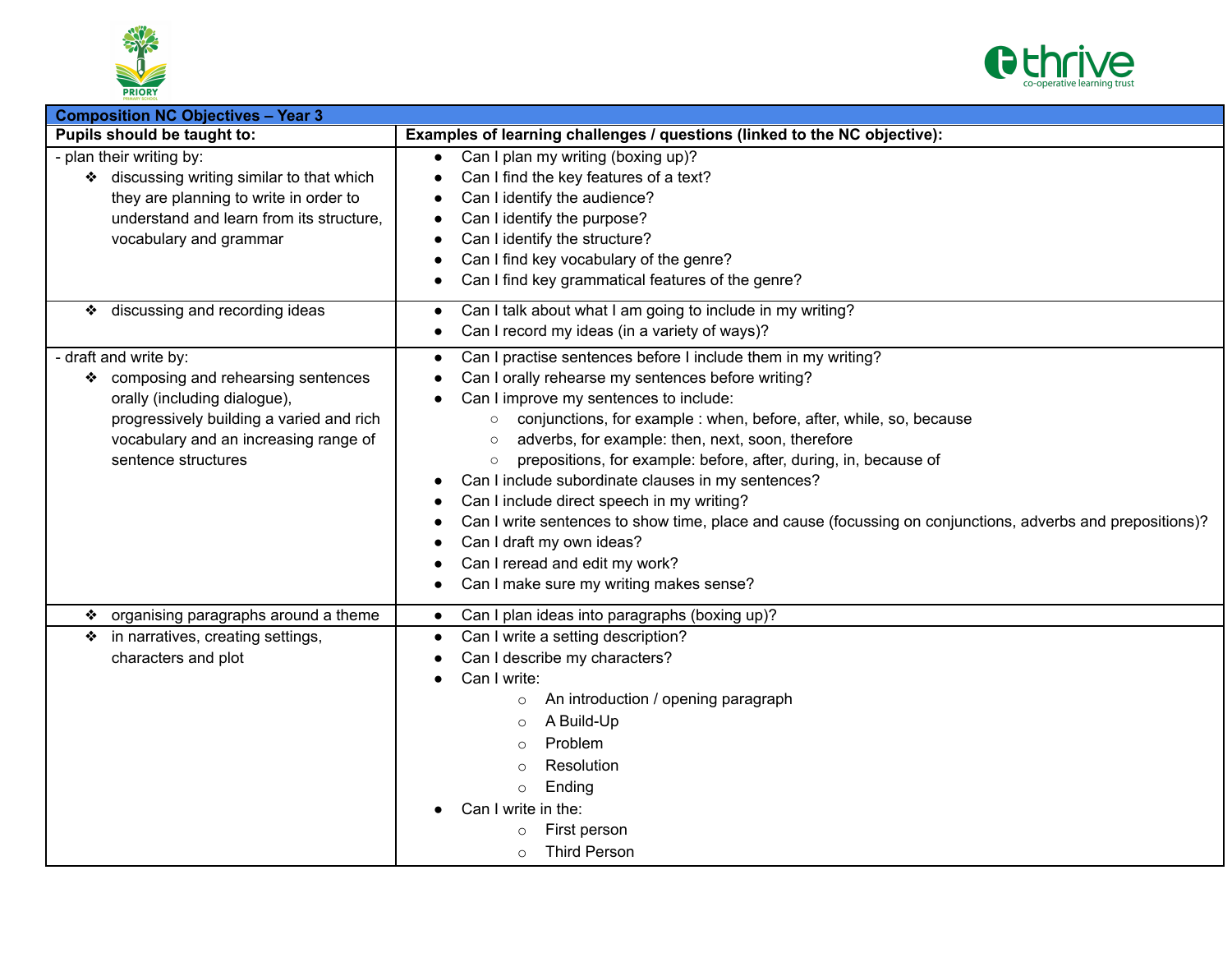| Composition NC Objectives – Year 3 | |
|---|---|
| **Pupils should be taught to:** | **Examples of learning challenges / questions (linked to the NC objective):** |
| - plan their writing by:<br>❖ discussing writing similar to that which they are planning to write in order to understand and learn from its structure, vocabulary and grammar | • Can I plan my writing (boxing up)?<br>• Can I find the key features of a text?<br>• Can I identify the audience?<br>• Can I identify the purpose?<br>• Can I identify the structure?<br>• Can I find key vocabulary of the genre?<br>• Can I find key grammatical features of the genre? |
| ❖ discussing and recording ideas | • Can I talk about what I am going to include in my writing?<br>• Can I record my ideas (in a variety of ways)? |
| - draft and write by:<br>❖ composing and rehearsing sentences orally (including dialogue), progressively building a varied and rich vocabulary and an increasing range of sentence structures | • Can I practise sentences before I include them in my writing?<br>• Can I orally rehearse my sentences before writing?<br>• Can I improve my sentences to include:<br>  ○ conjunctions, for example : when, before, after, while, so, because<br>  ○ adverbs, for example: then, next, soon, therefore<br>  ○ prepositions, for example: before, after, during, in, because of<br>• Can I include subordinate clauses in my sentences?<br>• Can I include direct speech in my writing?<br>• Can I write sentences to show time, place and cause (focussing on conjunctions, adverbs and prepositions)?<br>• Can I draft my own ideas?<br>• Can I reread and edit my work?<br>• Can I make sure my writing makes sense? |
| ❖ organising paragraphs around a theme | • Can I plan ideas into paragraphs (boxing up)? |
| ❖ in narratives, creating settings, characters and plot | • Can I write a setting description?<br>• Can I describe my characters?<br>• Can I write:<br>  ○ An introduction / opening paragraph<br>  ○ A Build-Up<br>  ○ Problem<br>  ○ Resolution<br>  ○ Ending<br>• Can I write in the:<br>  ○ First person<br>  ○ Third Person |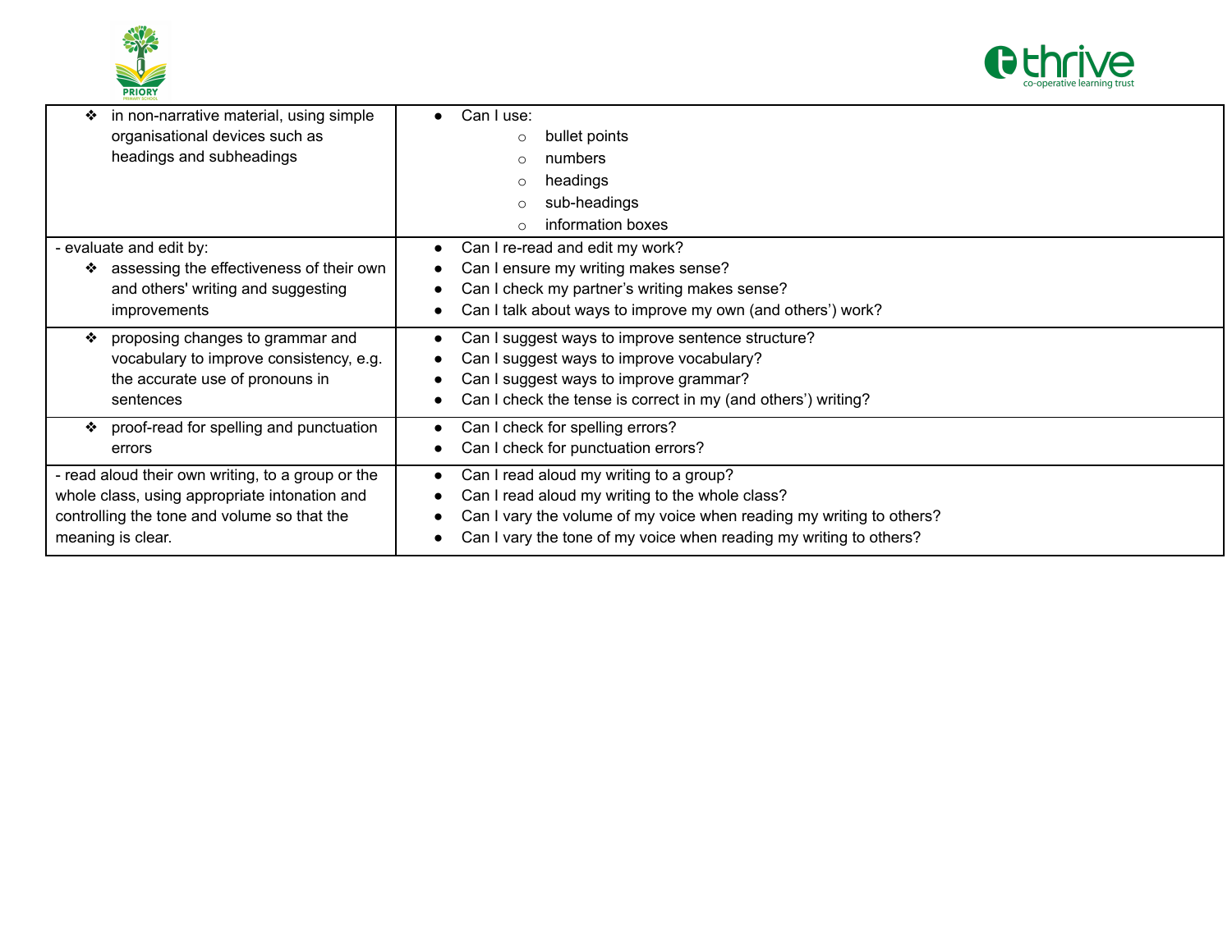| | |
|---|---|
| ❖ in non-narrative material, using simple organisational devices such as headings and subheadings | • Can I use:<br>○ bullet points<br>○ numbers<br>○ headings<br>○ sub-headings<br>○ information boxes |
| - evaluate and edit by:<br>❖ assessing the effectiveness of their own and others' writing and suggesting improvements | • Can I re-read and edit my work?<br>• Can I ensure my writing makes sense?<br>• Can I check my partner's writing makes sense?<br>• Can I talk about ways to improve my own (and others') work? |
| ❖ proposing changes to grammar and vocabulary to improve consistency, e.g. the accurate use of pronouns in sentences | • Can I suggest ways to improve sentence structure?<br>• Can I suggest ways to improve vocabulary?<br>• Can I suggest ways to improve grammar?<br>• Can I check the tense is correct in my (and others') writing? |
| ❖ proof-read for spelling and punctuation errors | • Can I check for spelling errors?<br>• Can I check for punctuation errors? |
| - read aloud their own writing, to a group or the whole class, using appropriate intonation and controlling the tone and volume so that the meaning is clear. | • Can I read aloud my writing to a group?<br>• Can I read aloud my writing to the whole class?<br>• Can I vary the volume of my voice when reading my writing to others?<br>• Can I vary the tone of my voice when reading my writing to others? |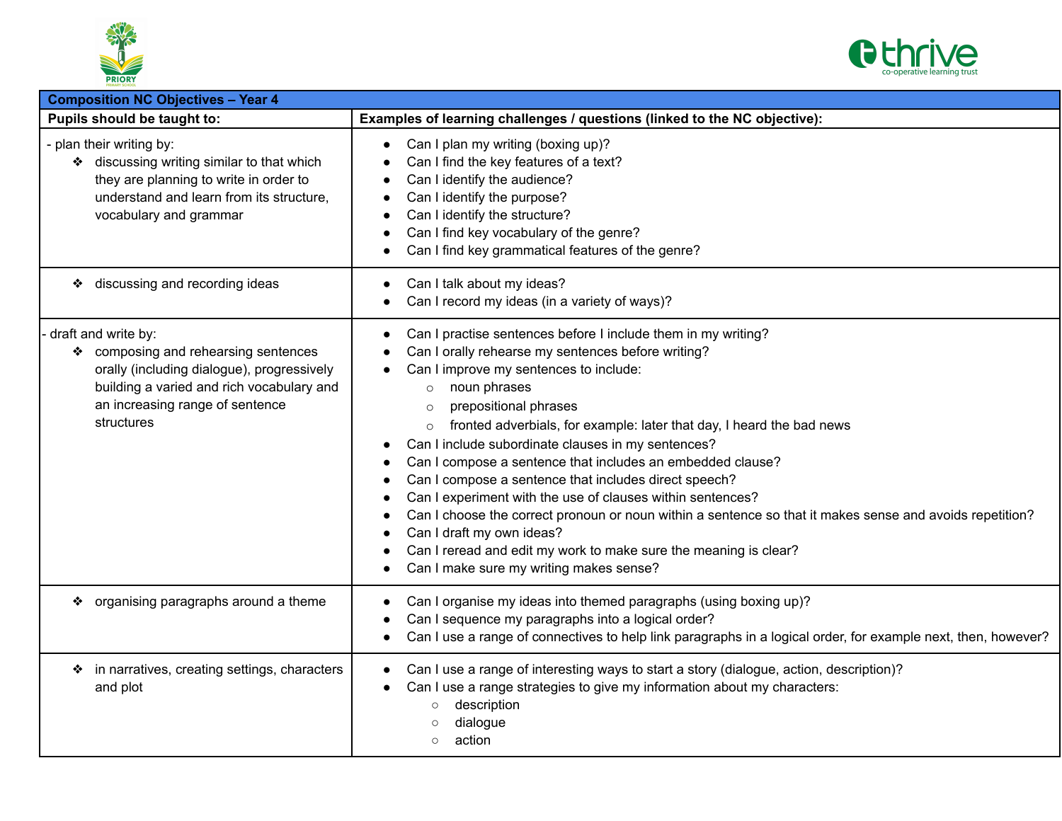| Composition NC Objectives – Year 4 | |
|---|---|
| **Pupils should be taught to:** | **Examples of learning challenges / questions (linked to the NC objective):** |
| - plan their writing by:<br>❖ discussing writing similar to that which they are planning to write in order to understand and learn from its structure, vocabulary and grammar | • Can I plan my writing (boxing up)?<br>• Can I find the key features of a text?<br>• Can I identify the audience?<br>• Can I identify the purpose?<br>• Can I identify the structure?<br>• Can I find key vocabulary of the genre?<br>• Can I find key grammatical features of the genre? |
| ❖ discussing and recording ideas | • Can I talk about my ideas?<br>• Can I record my ideas (in a variety of ways)? |
| - draft and write by:<br>❖ composing and rehearsing sentences orally (including dialogue), progressively building a varied and rich vocabulary and an increasing range of sentence structures | • Can I practise sentences before I include them in my writing?<br>• Can I orally rehearse my sentences before writing?<br>• Can I improve my sentences to include:<br>  ○ noun phrases<br>  ○ prepositional phrases<br>  ○ fronted adverbials, for example: later that day, I heard the bad news<br>• Can I include subordinate clauses in my sentences?<br>• Can I compose a sentence that includes an embedded clause?<br>• Can I compose a sentence that includes direct speech?<br>• Can I experiment with the use of clauses within sentences?<br>• Can I choose the correct pronoun or noun within a sentence so that it makes sense and avoids repetition?<br>• Can I draft my own ideas?<br>• Can I reread and edit my work to make sure the meaning is clear?<br>• Can I make sure my writing makes sense? |
| ❖ organising paragraphs around a theme | • Can I organise my ideas into themed paragraphs (using boxing up)?<br>• Can I sequence my paragraphs into a logical order?<br>• Can I use a range of connectives to help link paragraphs in a logical order, for example next, then, however? |
| ❖ in narratives, creating settings, characters and plot | • Can I use a range of interesting ways to start a story (dialogue, action, description)?<br>• Can I use a range strategies to give my information about my characters:<br>  ○ description<br>  ○ dialogue<br>  ○ action |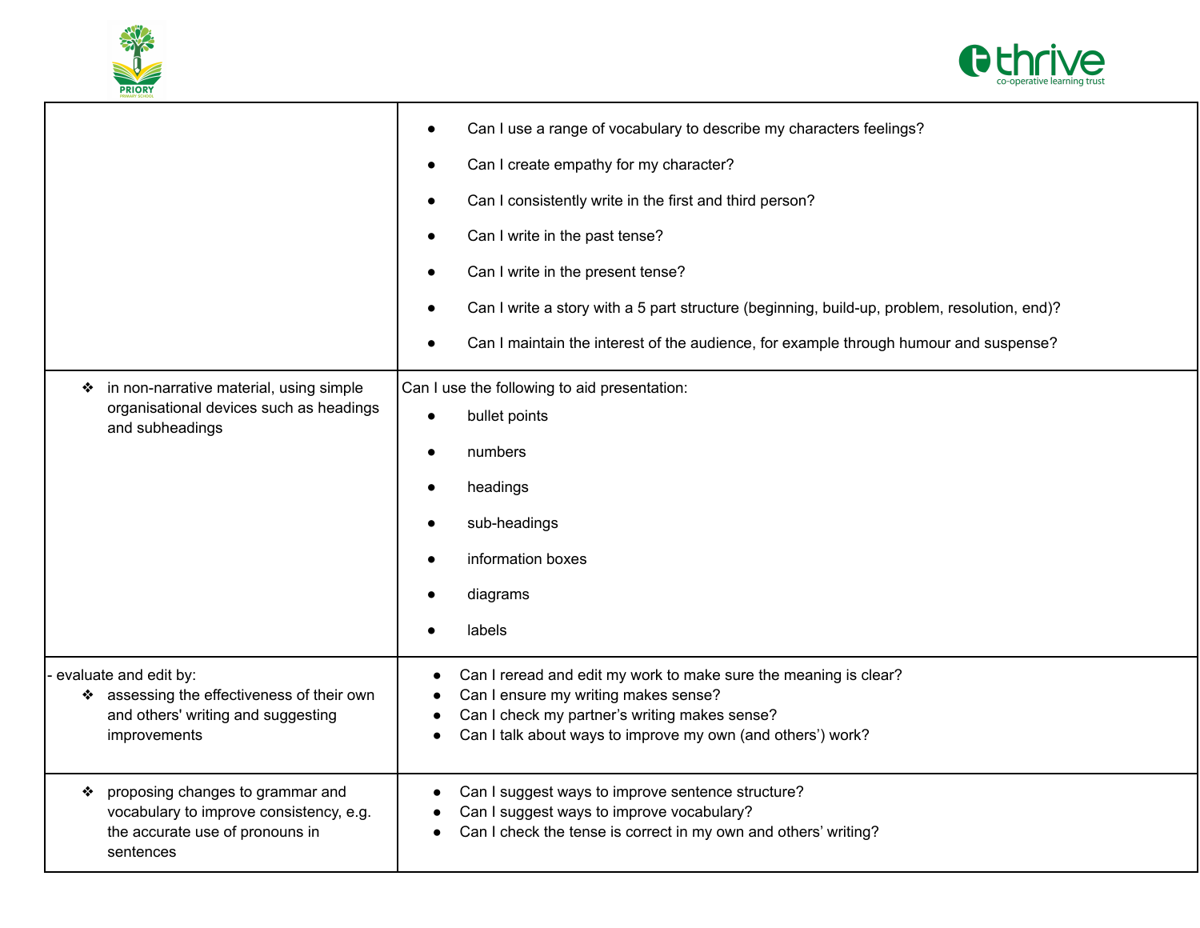| | |
|---|---|
| | • Can I use a range of vocabulary to describe my characters feelings?<br>• Can I create empathy for my character?<br>• Can I consistently write in the first and third person?<br>• Can I write in the past tense?<br>• Can I write in the present tense?<br>• Can I write a story with a 5 part structure (beginning, build-up, problem, resolution, end)?<br>• Can I maintain the interest of the audience, for example through humour and suspense? |
| ❖ in non-narrative material, using simple organisational devices such as headings and subheadings | Can I use the following to aid presentation:<br>• bullet points<br>• numbers<br>• headings<br>• sub-headings<br>• information boxes<br>• diagrams<br>• labels |
| - evaluate and edit by:<br>❖ assessing the effectiveness of their own and others' writing and suggesting improvements | • Can I reread and edit my work to make sure the meaning is clear?<br>• Can I ensure my writing makes sense?<br>• Can I check my partner's writing makes sense?<br>• Can I talk about ways to improve my own (and others') work? |
| ❖ proposing changes to grammar and vocabulary to improve consistency, e.g. the accurate use of pronouns in sentences | • Can I suggest ways to improve sentence structure?<br>• Can I suggest ways to improve vocabulary?<br>• Can I check the tense is correct in my own and others' writing? |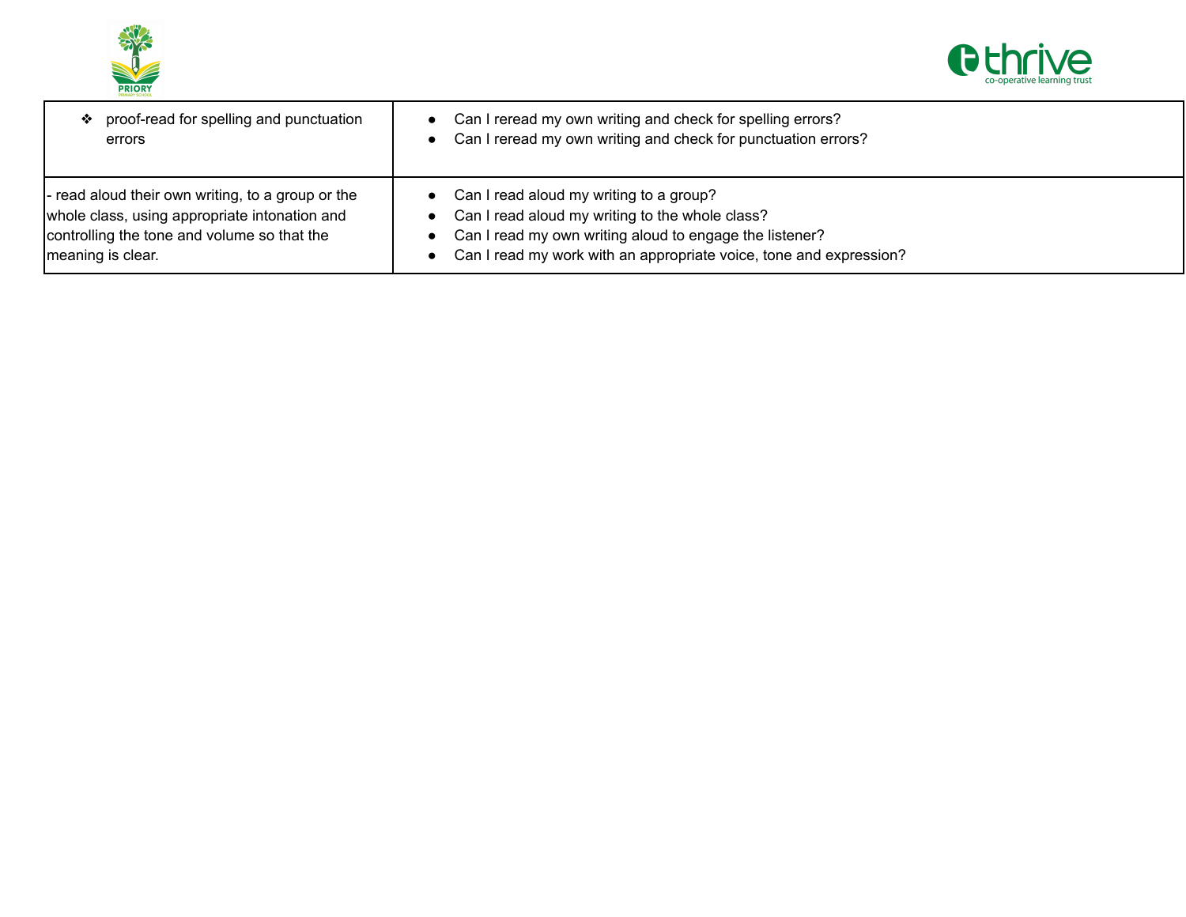| | |
|---|---|
| ❖ proof-read for spelling and punctuation errors | • Can I reread my own writing and check for spelling errors?<br>• Can I reread my own writing and check for punctuation errors? |
| - read aloud their own writing, to a group or the whole class, using appropriate intonation and controlling the tone and volume so that the meaning is clear. | • Can I read aloud my writing to a group?<br>• Can I read aloud my writing to the whole class?<br>• Can I read my own writing aloud to engage the listener?<br>• Can I read my work with an appropriate voice, tone and expression? |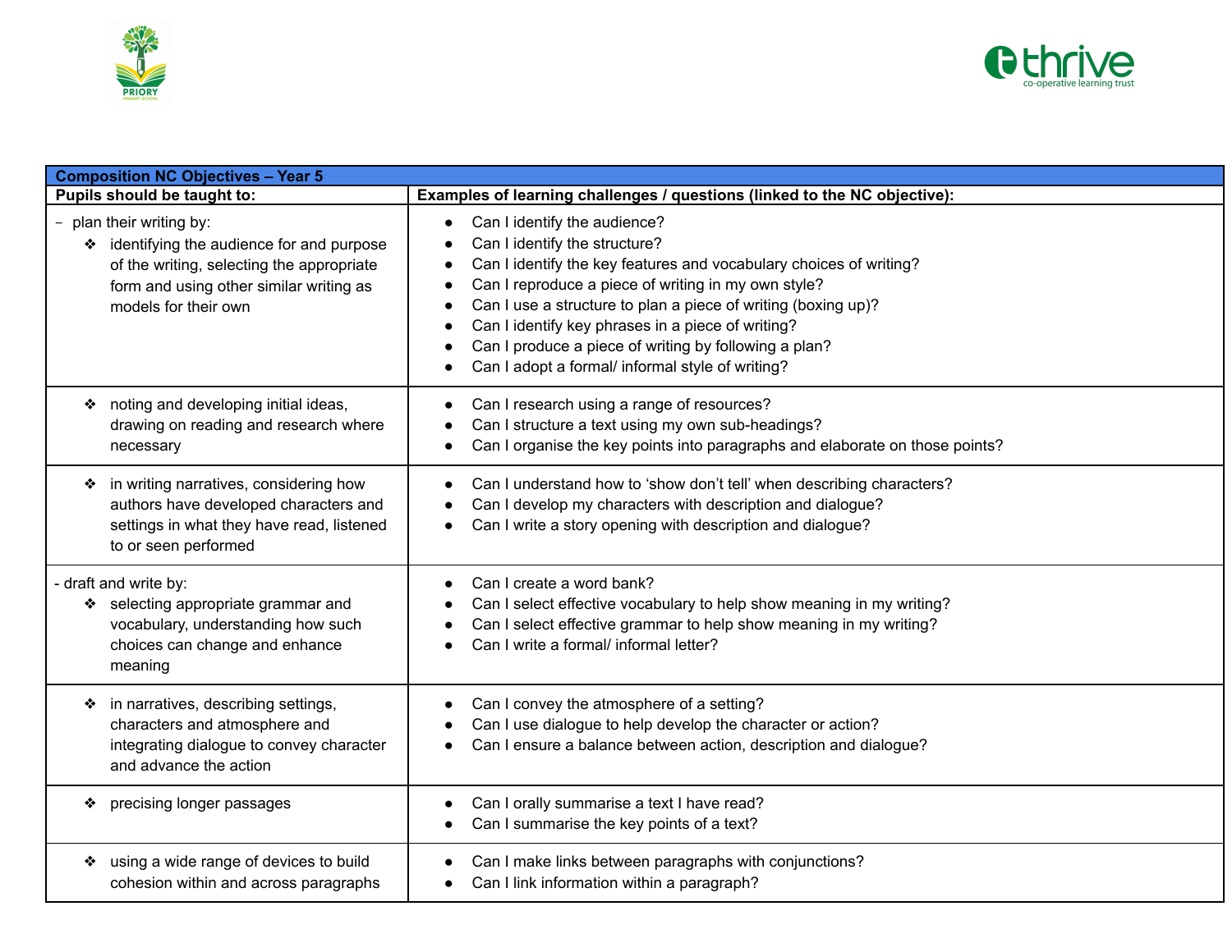| Composition NC Objectives – Year 5 | |
|---|---|
| **Pupils should be taught to:** | **Examples of learning challenges / questions (linked to the NC objective):** |
| − plan their writing by:<br>❖ identifying the audience for and purpose of the writing, selecting the appropriate form and using other similar writing as models for their own | • Can I identify the audience?<br>• Can I identify the structure?<br>• Can I identify the key features and vocabulary choices of writing?<br>• Can I reproduce a piece of writing in my own style?<br>• Can I use a structure to plan a piece of writing (boxing up)?<br>• Can I identify key phrases in a piece of writing?<br>• Can I produce a piece of writing by following a plan?<br>• Can I adopt a formal/ informal style of writing? |
| ❖ noting and developing initial ideas, drawing on reading and research where necessary | • Can I research using a range of resources?<br>• Can I structure a text using my own sub-headings?<br>• Can I organise the key points into paragraphs and elaborate on those points? |
| ❖ in writing narratives, considering how authors have developed characters and settings in what they have read, listened to or seen performed | • Can I understand how to 'show don't tell' when describing characters?<br>• Can I develop my characters with description and dialogue?<br>• Can I write a story opening with description and dialogue? |
| - draft and write by:<br>❖ selecting appropriate grammar and vocabulary, understanding how such choices can change and enhance meaning | • Can I create a word bank?<br>• Can I select effective vocabulary to help show meaning in my writing?<br>• Can I select effective grammar to help show meaning in my writing?<br>• Can I write a formal/ informal letter? |
| ❖ in narratives, describing settings, characters and atmosphere and integrating dialogue to convey character and advance the action | • Can I convey the atmosphere of a setting?<br>• Can I use dialogue to help develop the character or action?<br>• Can I ensure a balance between action, description and dialogue? |
| ❖ precising longer passages | • Can I orally summarise a text I have read?<br>• Can I summarise the key points of a text? |
| ❖ using a wide range of devices to build cohesion within and across paragraphs | • Can I make links between paragraphs with conjunctions?<br>• Can I link information within a paragraph? |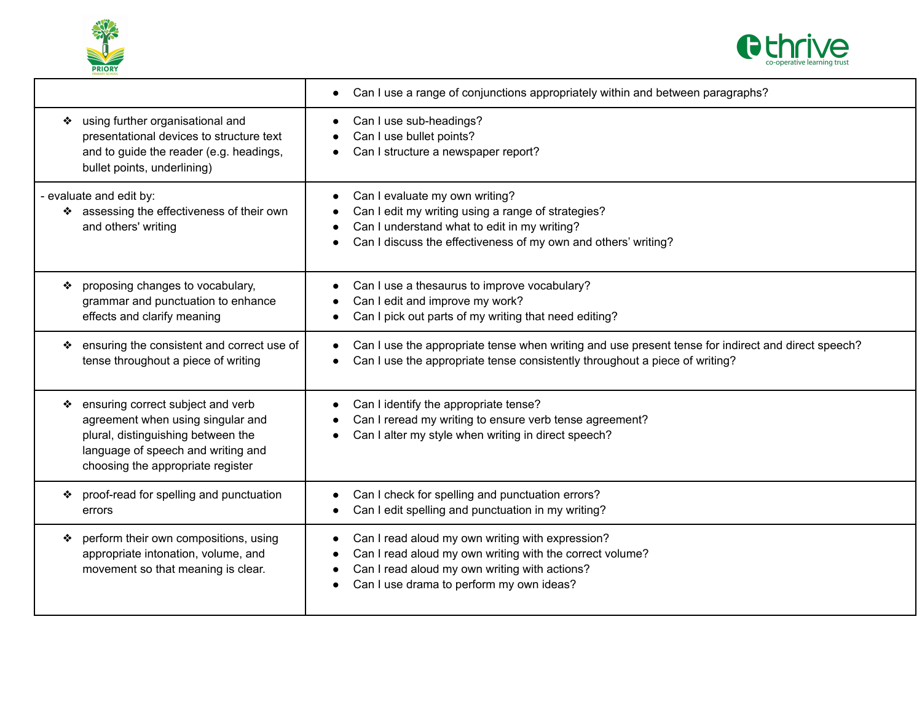| | |
|---|---|
| | • Can I use a range of conjunctions appropriately within and between paragraphs? |
| ❖ using further organisational and presentational devices to structure text and to guide the reader (e.g. headings, bullet points, underlining) | • Can I use sub-headings?<br>• Can I use bullet points?<br>• Can I structure a newspaper report? |
| - evaluate and edit by:<br>❖ assessing the effectiveness of their own and others' writing | • Can I evaluate my own writing?<br>• Can I edit my writing using a range of strategies?<br>• Can I understand what to edit in my writing?<br>• Can I discuss the effectiveness of my own and others' writing? |
| ❖ proposing changes to vocabulary, grammar and punctuation to enhance effects and clarify meaning | • Can I use a thesaurus to improve vocabulary?<br>• Can I edit and improve my work?<br>• Can I pick out parts of my writing that need editing? |
| ❖ ensuring the consistent and correct use of tense throughout a piece of writing | • Can I use the appropriate tense when writing and use present tense for indirect and direct speech?<br>• Can I use the appropriate tense consistently throughout a piece of writing? |
| ❖ ensuring correct subject and verb agreement when using singular and plural, distinguishing between the language of speech and writing and choosing the appropriate register | • Can I identify the appropriate tense?<br>• Can I reread my writing to ensure verb tense agreement?<br>• Can I alter my style when writing in direct speech? |
| ❖ proof-read for spelling and punctuation errors | • Can I check for spelling and punctuation errors?<br>• Can I edit spelling and punctuation in my writing? |
| ❖ perform their own compositions, using appropriate intonation, volume, and movement so that meaning is clear. | • Can I read aloud my own writing with expression?<br>• Can I read aloud my own writing with the correct volume?<br>• Can I read aloud my own writing with actions?<br>• Can I use drama to perform my own ideas? |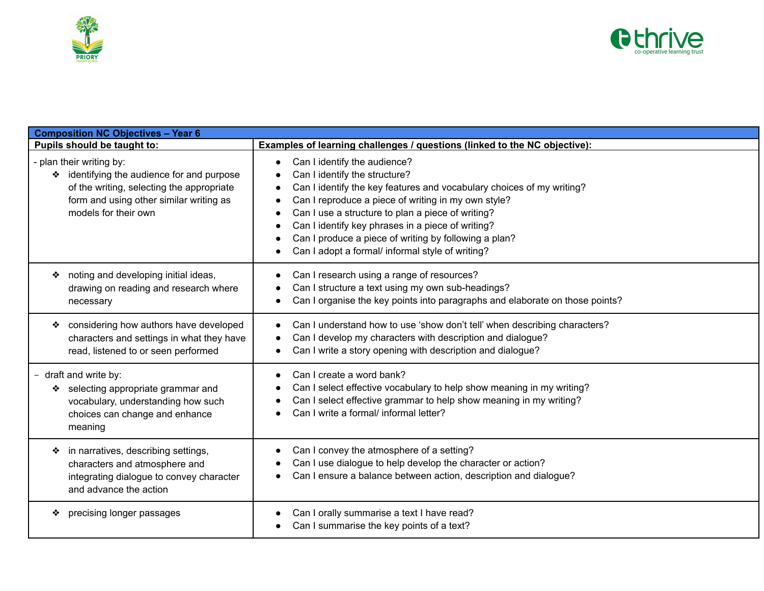| Composition NC Objectives – Year 6 | |
|---|---|
| **Pupils should be taught to:** | **Examples of learning challenges / questions (linked to the NC objective):** |
| - plan their writing by:<br>❖ identifying the audience for and purpose of the writing, selecting the appropriate form and using other similar writing as models for their own | • Can I identify the audience?<br>• Can I identify the structure?<br>• Can I identify the key features and vocabulary choices of my writing?<br>• Can I reproduce a piece of writing in my own style?<br>• Can I use a structure to plan a piece of writing?<br>• Can I identify key phrases in a piece of writing?<br>• Can I produce a piece of writing by following a plan?<br>• Can I adopt a formal/ informal style of writing? |
| ❖ noting and developing initial ideas, drawing on reading and research where necessary | • Can I research using a range of resources?<br>• Can I structure a text using my own sub-headings?<br>• Can I organise the key points into paragraphs and elaborate on those points? |
| ❖ considering how authors have developed characters and settings in what they have read, listened to or seen performed | • Can I understand how to use 'show don't tell' when describing characters?<br>• Can I develop my characters with description and dialogue?<br>• Can I write a story opening with description and dialogue? |
| - draft and write by:<br>❖ selecting appropriate grammar and vocabulary, understanding how such choices can change and enhance meaning | • Can I create a word bank?<br>• Can I select effective vocabulary to help show meaning in my writing?<br>• Can I select effective grammar to help show meaning in my writing?<br>• Can I write a formal/ informal letter? |
| ❖ in narratives, describing settings, characters and atmosphere and integrating dialogue to convey character and advance the action | • Can I convey the atmosphere of a setting?<br>• Can I use dialogue to help develop the character or action?<br>• Can I ensure a balance between action, description and dialogue? |
| ❖ precising longer passages | • Can I orally summarise a text I have read?<br>• Can I summarise the key points of a text? |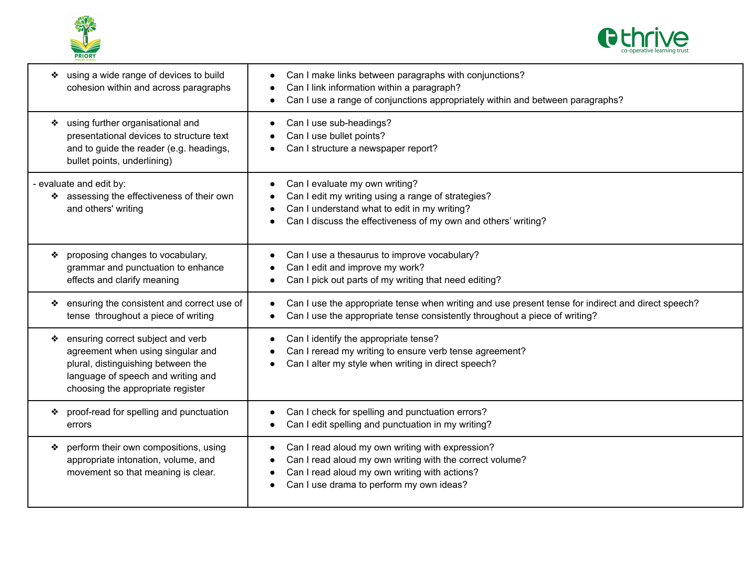| | |
|---|---|
| ❖ using a wide range of devices to build cohesion within and across paragraphs | ● Can I make links between paragraphs with conjunctions?<br>● Can I link information within a paragraph?<br>● Can I use a range of conjunctions appropriately within and between paragraphs? |
| ❖ using further organisational and presentational devices to structure text and to guide the reader (e.g. headings, bullet points, underlining) | ● Can I use sub-headings?<br>● Can I use bullet points?<br>● Can I structure a newspaper report? |
| - evaluate and edit by:<br>❖ assessing the effectiveness of their own and others' writing | ● Can I evaluate my own writing?<br>● Can I edit my writing using a range of strategies?<br>● Can I understand what to edit in my writing?<br>● Can I discuss the effectiveness of my own and others' writing? |
| ❖ proposing changes to vocabulary, grammar and punctuation to enhance effects and clarify meaning | ● Can I use a thesaurus to improve vocabulary?<br>● Can I edit and improve my work?<br>● Can I pick out parts of my writing that need editing? |
| ❖ ensuring the consistent and correct use of tense throughout a piece of writing | ● Can I use the appropriate tense when writing and use present tense for indirect and direct speech?<br>● Can I use the appropriate tense consistently throughout a piece of writing? |
| ❖ ensuring correct subject and verb agreement when using singular and plural, distinguishing between the language of speech and writing and choosing the appropriate register | ● Can I identify the appropriate tense?<br>● Can I reread my writing to ensure verb tense agreement?<br>● Can I alter my style when writing in direct speech? |
| ❖ proof-read for spelling and punctuation errors | ● Can I check for spelling and punctuation errors?<br>● Can I edit spelling and punctuation in my writing? |
| ❖ perform their own compositions, using appropriate intonation, volume, and movement so that meaning is clear. | ● Can I read aloud my own writing with expression?<br>● Can I read aloud my own writing with the correct volume?<br>● Can I read aloud my own writing with actions?<br>● Can I use drama to perform my own ideas? |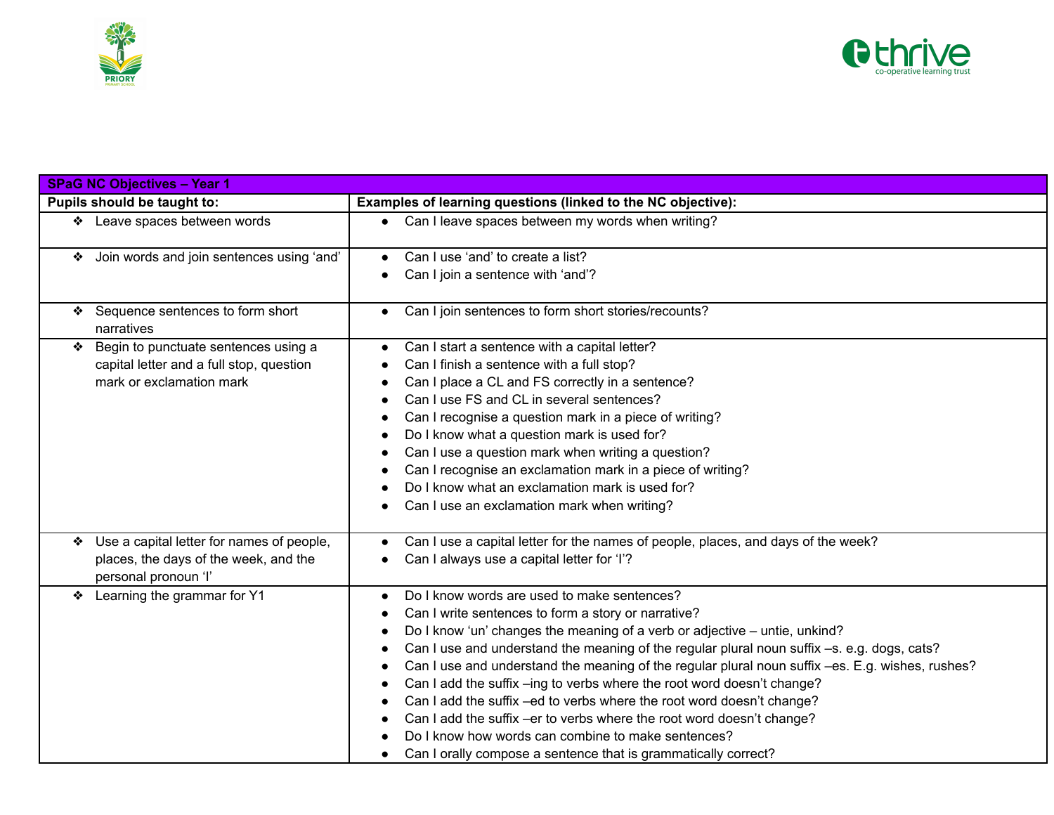| SPaG NC Objectives – Year 1 | |
|---|---|
| **Pupils should be taught to:** | **Examples of learning questions (linked to the NC objective):** |
| ❖ Leave spaces between words | • Can I leave spaces between my words when writing? |
| ❖ Join words and join sentences using 'and' | • Can I use 'and' to create a list?<br>• Can I join a sentence with 'and'? |
| ❖ Sequence sentences to form short narratives | • Can I join sentences to form short stories/recounts? |
| ❖ Begin to punctuate sentences using a capital letter and a full stop, question mark or exclamation mark | • Can I start a sentence with a capital letter?<br>• Can I finish a sentence with a full stop?<br>• Can I place a CL and FS correctly in a sentence?<br>• Can I use FS and CL in several sentences?<br>• Can I recognise a question mark in a piece of writing?<br>• Do I know what a question mark is used for?<br>• Can I use a question mark when writing a question?<br>• Can I recognise an exclamation mark in a piece of writing?<br>• Do I know what an exclamation mark is used for?<br>• Can I use an exclamation mark when writing? |
| ❖ Use a capital letter for names of people, places, the days of the week, and the personal pronoun 'I' | • Can I use a capital letter for the names of people, places, and days of the week?<br>• Can I always use a capital letter for 'I'? |
| ❖ Learning the grammar for Y1 | • Do I know words are used to make sentences?<br>• Can I write sentences to form a story or narrative?<br>• Do I know 'un' changes the meaning of a verb or adjective – untie, unkind?<br>• Can I use and understand the meaning of the regular plural noun suffix –s. e.g. dogs, cats?<br>• Can I use and understand the meaning of the regular plural noun suffix –es. E.g. wishes, rushes?<br>• Can I add the suffix –ing to verbs where the root word doesn't change?<br>• Can I add the suffix –ed to verbs where the root word doesn't change?<br>• Can I add the suffix –er to verbs where the root word doesn't change?<br>• Do I know how words can combine to make sentences?<br>• Can I orally compose a sentence that is grammatically correct? |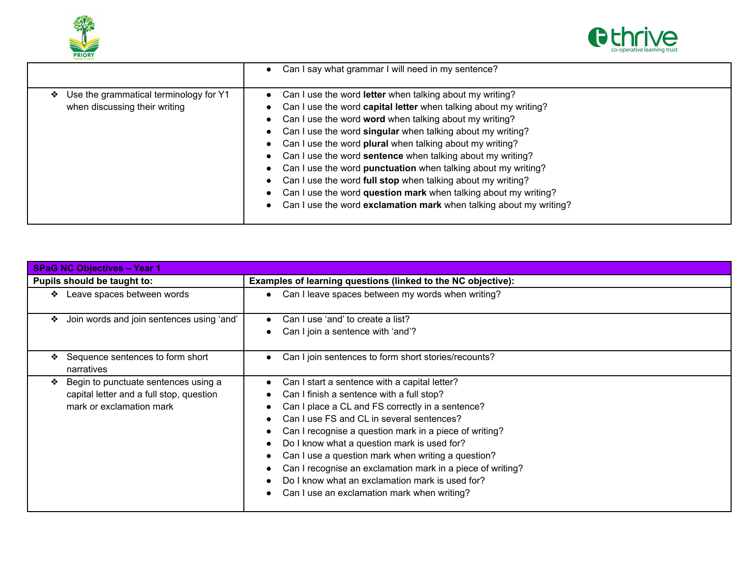| | |
|---|---|
| | ● Can I say what grammar I will need in my sentence? |
| ❖ Use the grammatical terminology for Y1 when discussing their writing | ● Can I use the word **letter** when talking about my writing?<br>● Can I use the word **capital letter** when talking about my writing?<br>● Can I use the word **word** when talking about my writing?<br>● Can I use the word **singular** when talking about my writing?<br>● Can I use the word **plural** when talking about my writing?<br>● Can I use the word **sentence** when talking about my writing?<br>● Can I use the word **punctuation** when talking about my writing?<br>● Can I use the word **full stop** when talking about my writing?<br>● Can I use the word **question mark** when talking about my writing?<br>● Can I use the word **exclamation mark** when talking about my writing? |

| **SPaG NC Objectives – Year 1** | |
|---|---|
| **Pupils should be taught to:** | **Examples of learning questions (linked to the NC objective):** |
| ❖ Leave spaces between words | ● Can I leave spaces between my words when writing? |
| ❖ Join words and join sentences using 'and' | ● Can I use 'and' to create a list?<br>● Can I join a sentence with 'and'? |
| ❖ Sequence sentences to form short narratives | ● Can I join sentences to form short stories/recounts? |
| ❖ Begin to punctuate sentences using a capital letter and a full stop, question mark or exclamation mark | ● Can I start a sentence with a capital letter?<br>● Can I finish a sentence with a full stop?<br>● Can I place a CL and FS correctly in a sentence?<br>● Can I use FS and CL in several sentences?<br>● Can I recognise a question mark in a piece of writing?<br>● Do I know what a question mark is used for?<br>● Can I use a question mark when writing a question?<br>● Can I recognise an exclamation mark in a piece of writing?<br>● Do I know what an exclamation mark is used for?<br>● Can I use an exclamation mark when writing? |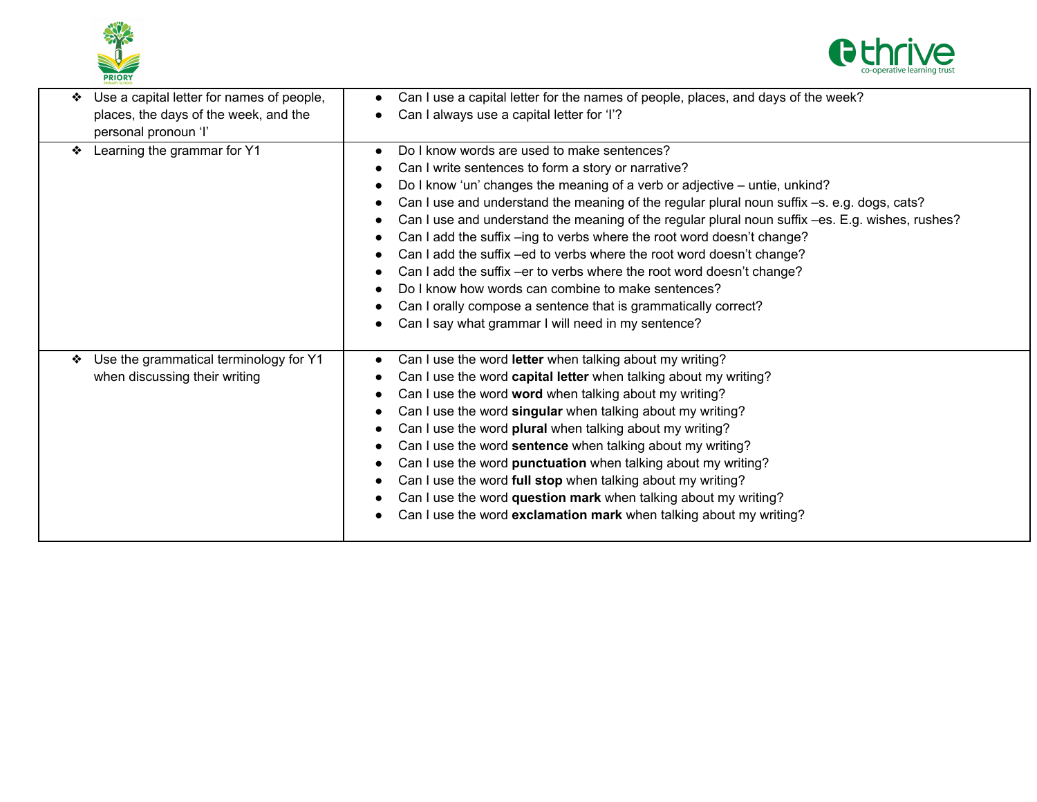| | |
|---|---|
| ❖ Use a capital letter for names of people, places, the days of the week, and the personal pronoun 'I' | ● Can I use a capital letter for the names of people, places, and days of the week?<br>● Can I always use a capital letter for 'I'? |
| ❖ Learning the grammar for Y1 | ● Do I know words are used to make sentences?<br>● Can I write sentences to form a story or narrative?<br>● Do I know 'un' changes the meaning of a verb or adjective – untie, unkind?<br>● Can I use and understand the meaning of the regular plural noun suffix –s. e.g. dogs, cats?<br>● Can I use and understand the meaning of the regular plural noun suffix –es. E.g. wishes, rushes?<br>● Can I add the suffix –ing to verbs where the root word doesn't change?<br>● Can I add the suffix –ed to verbs where the root word doesn't change?<br>● Can I add the suffix –er to verbs where the root word doesn't change?<br>● Do I know how words can combine to make sentences?<br>● Can I orally compose a sentence that is grammatically correct?<br>● Can I say what grammar I will need in my sentence? |
| ❖ Use the grammatical terminology for Y1 when discussing their writing | ● Can I use the word **letter** when talking about my writing?<br>● Can I use the word **capital letter** when talking about my writing?<br>● Can I use the word **word** when talking about my writing?<br>● Can I use the word **singular** when talking about my writing?<br>● Can I use the word **plural** when talking about my writing?<br>● Can I use the word **sentence** when talking about my writing?<br>● Can I use the word **punctuation** when talking about my writing?<br>● Can I use the word **full stop** when talking about my writing?<br>● Can I use the word **question mark** when talking about my writing?<br>● Can I use the word **exclamation mark** when talking about my writing? |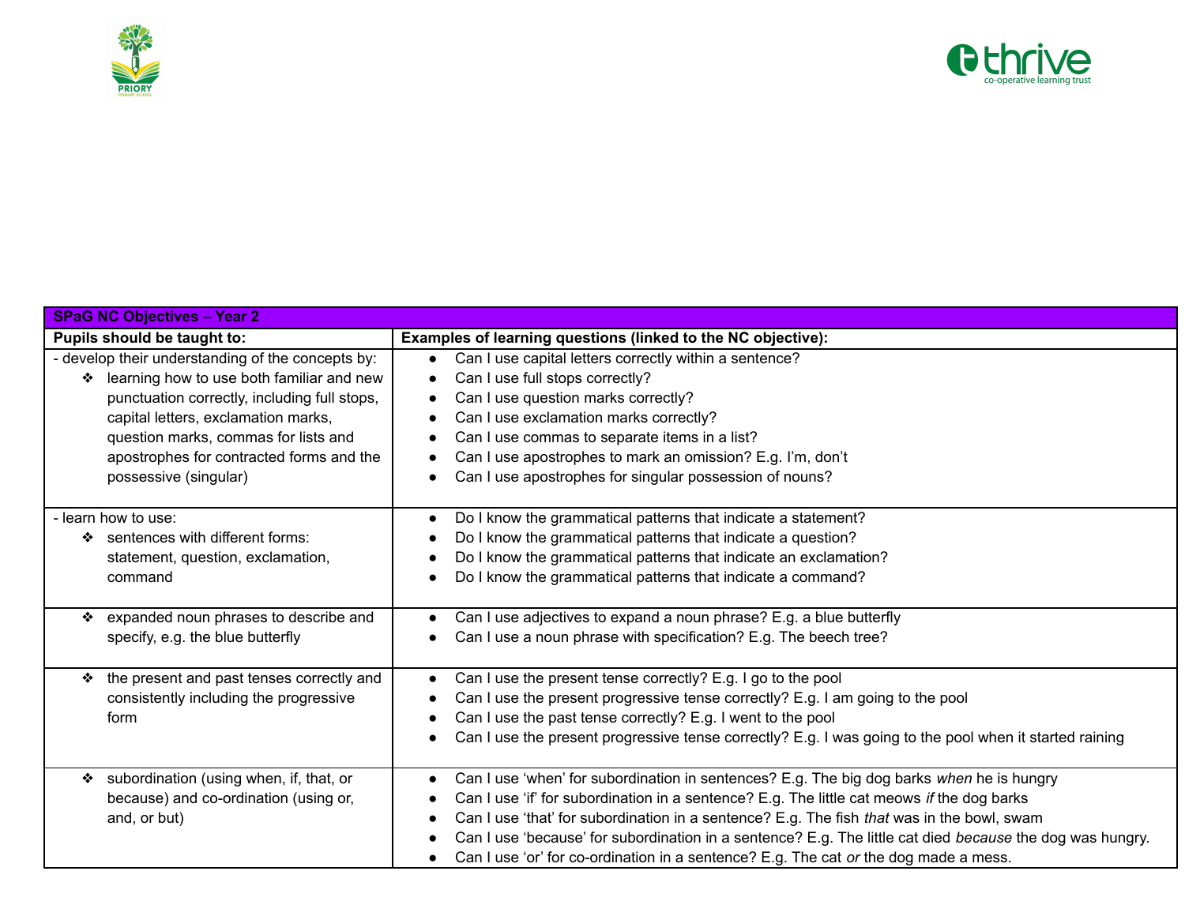| SPaG NC Objectives – Year 2 | |
|---|---|
| **Pupils should be taught to:** | **Examples of learning questions (linked to the NC objective):** |
| - develop their understanding of the concepts by:<br>❖ learning how to use both familiar and new punctuation correctly, including full stops, capital letters, exclamation marks, question marks, commas for lists and apostrophes for contracted forms and the possessive (singular) | ● Can I use capital letters correctly within a sentence?<br>● Can I use full stops correctly?<br>● Can I use question marks correctly?<br>● Can I use exclamation marks correctly?<br>● Can I use commas to separate items in a list?<br>● Can I use apostrophes to mark an omission? E.g. I'm, don't<br>● Can I use apostrophes for singular possession of nouns? |
| - learn how to use:<br>❖ sentences with different forms: statement, question, exclamation, command | ● Do I know the grammatical patterns that indicate a statement?<br>● Do I know the grammatical patterns that indicate a question?<br>● Do I know the grammatical patterns that indicate an exclamation?<br>● Do I know the grammatical patterns that indicate a command? |
| ❖ expanded noun phrases to describe and specify, e.g. the blue butterfly | ● Can I use adjectives to expand a noun phrase? E.g. a blue butterfly<br>● Can I use a noun phrase with specification? E.g. The beech tree? |
| ❖ the present and past tenses correctly and consistently including the progressive form | ● Can I use the present tense correctly? E.g. I go to the pool<br>● Can I use the present progressive tense correctly? E.g. I am going to the pool<br>● Can I use the past tense correctly? E.g. I went to the pool<br>● Can I use the present progressive tense correctly? E.g. I was going to the pool when it started raining |
| ❖ subordination (using when, if, that, or because) and co-ordination (using or, and, or but) | ● Can I use 'when' for subordination in sentences? E.g. The big dog barks *when* he is hungry<br>● Can I use 'if' for subordination in a sentence? E.g. The little cat meows *if* the dog barks<br>● Can I use 'that' for subordination in a sentence? E.g. The fish *that* was in the bowl, swam<br>● Can I use 'because' for subordination in a sentence? E.g. The little cat died *because* the dog was hungry.<br>● Can I use 'or' for co-ordination in a sentence? E.g. The cat *or* the dog made a mess. |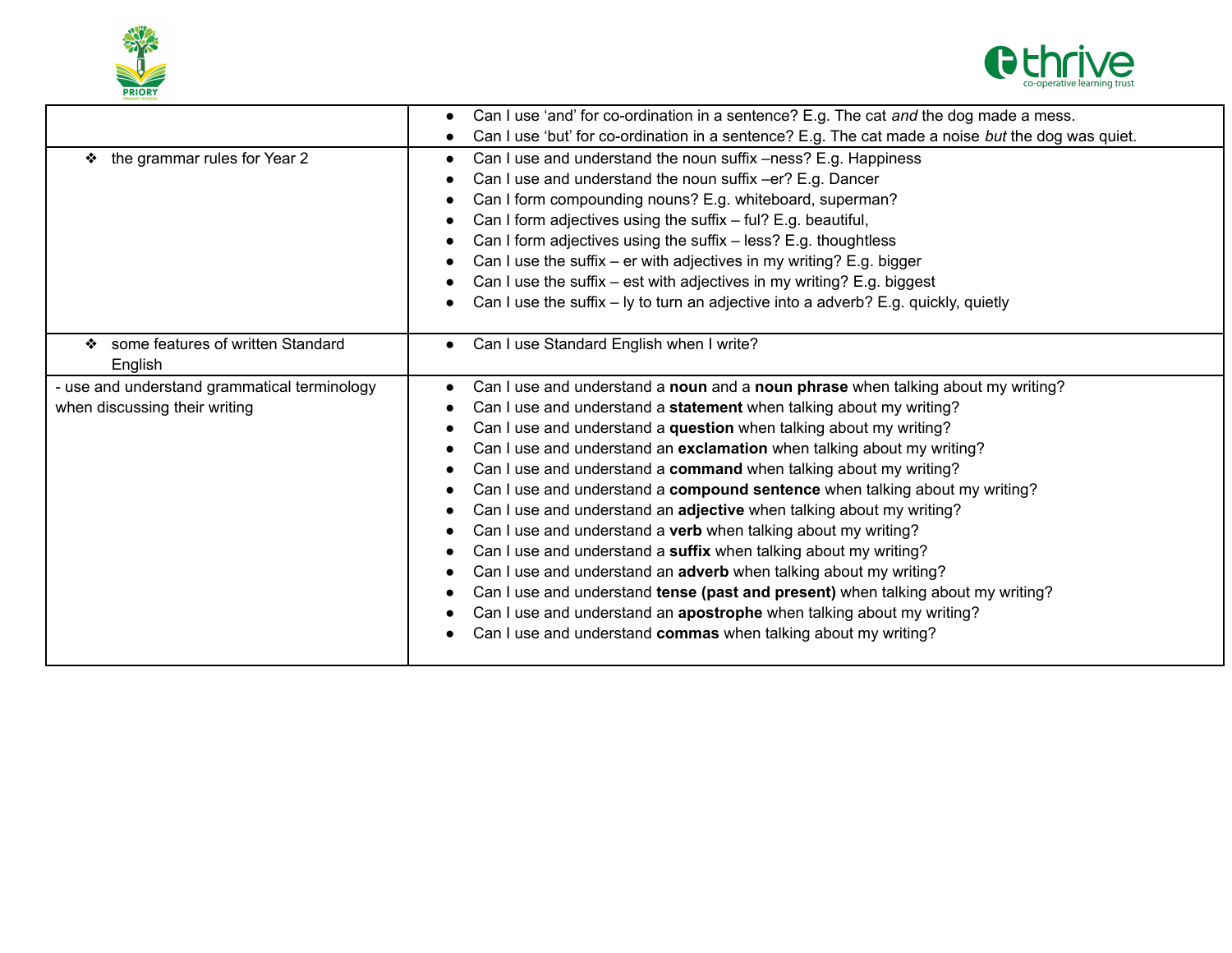| | |
|---|---|
| | • Can I use ‘and’ for co-ordination in a sentence? E.g. The cat *and* the dog made a mess.<br>• Can I use ‘but’ for co-ordination in a sentence? E.g. The cat made a noise *but* the dog was quiet. |
| ❖ the grammar rules for Year 2 | • Can I use and understand the noun suffix –ness? E.g. Happiness<br>• Can I use and understand the noun suffix –er? E.g. Dancer<br>• Can I form compounding nouns? E.g. whiteboard, superman?<br>• Can I form adjectives using the suffix – ful? E.g. beautiful,<br>• Can I form adjectives using the suffix – less? E.g. thoughtless<br>• Can I use the suffix – er with adjectives in my writing? E.g. bigger<br>• Can I use the suffix – est with adjectives in my writing? E.g. biggest<br>• Can I use the suffix – ly to turn an adjective into a adverb? E.g. quickly, quietly |
| ❖ some features of written Standard English | • Can I use Standard English when I write? |
| - use and understand grammatical terminology when discussing their writing | • Can I use and understand a **noun** and a **noun phrase** when talking about my writing?<br>• Can I use and understand a **statement** when talking about my writing?<br>• Can I use and understand a **question** when talking about my writing?<br>• Can I use and understand an **exclamation** when talking about my writing?<br>• Can I use and understand a **command** when talking about my writing?<br>• Can I use and understand a **compound sentence** when talking about my writing?<br>• Can I use and understand an **adjective** when talking about my writing?<br>• Can I use and understand a **verb** when talking about my writing?<br>• Can I use and understand a **suffix** when talking about my writing?<br>• Can I use and understand an **adverb** when talking about my writing?<br>• Can I use and understand **tense (past and present)** when talking about my writing?<br>• Can I use and understand an **apostrophe** when talking about my writing?<br>• Can I use and understand **commas** when talking about my writing? |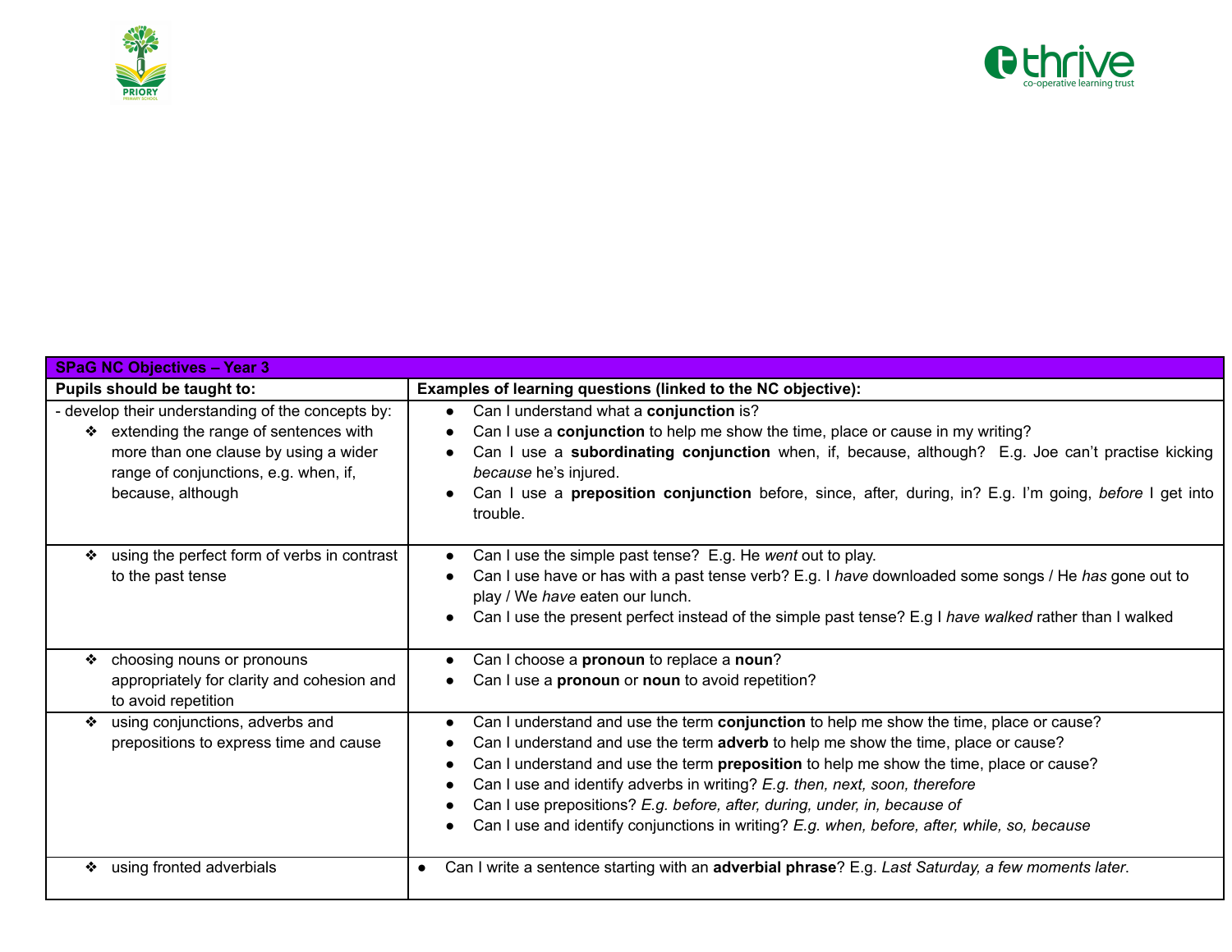| SPaG NC Objectives – Year 3 | |
|---|---|
| **Pupils should be taught to:** | **Examples of learning questions (linked to the NC objective):** |
| - develop their understanding of the concepts by:<br>❖ extending the range of sentences with more than one clause by using a wider range of conjunctions, e.g. when, if, because, although | • Can I understand what a **conjunction** is?<br>• Can I use a **conjunction** to help me show the time, place or cause in my writing?<br>• Can I use a **subordinating conjunction** when, if, because, although? E.g. Joe can't practise kicking *because* he's injured.<br>• Can I use a **preposition conjunction** before, since, after, during, in? E.g. I'm going, *before* I get into trouble. |
| ❖ using the perfect form of verbs in contrast to the past tense | • Can I use the simple past tense? E.g. He *went* out to play.<br>• Can I use have or has with a past tense verb? E.g. I *have* downloaded some songs / He *has* gone out to play / We *have* eaten our lunch.<br>• Can I use the present perfect instead of the simple past tense? E.g I *have walked* rather than I walked |
| ❖ choosing nouns or pronouns appropriately for clarity and cohesion and to avoid repetition | • Can I choose a **pronoun** to replace a **noun**?<br>• Can I use a **pronoun** or **noun** to avoid repetition? |
| ❖ using conjunctions, adverbs and prepositions to express time and cause | • Can I understand and use the term **conjunction** to help me show the time, place or cause?<br>• Can I understand and use the term **adverb** to help me show the time, place or cause?<br>• Can I understand and use the term **preposition** to help me show the time, place or cause?<br>• Can I use and identify adverbs in writing? *E.g. then, next, soon, therefore*<br>• Can I use prepositions? *E.g. before, after, during, under, in, because of*<br>• Can I use and identify conjunctions in writing? *E.g. when, before, after, while, so, because* |
| ❖ using fronted adverbials | • Can I write a sentence starting with an **adverbial phrase**? E.g. *Last Saturday, a few moments later*. |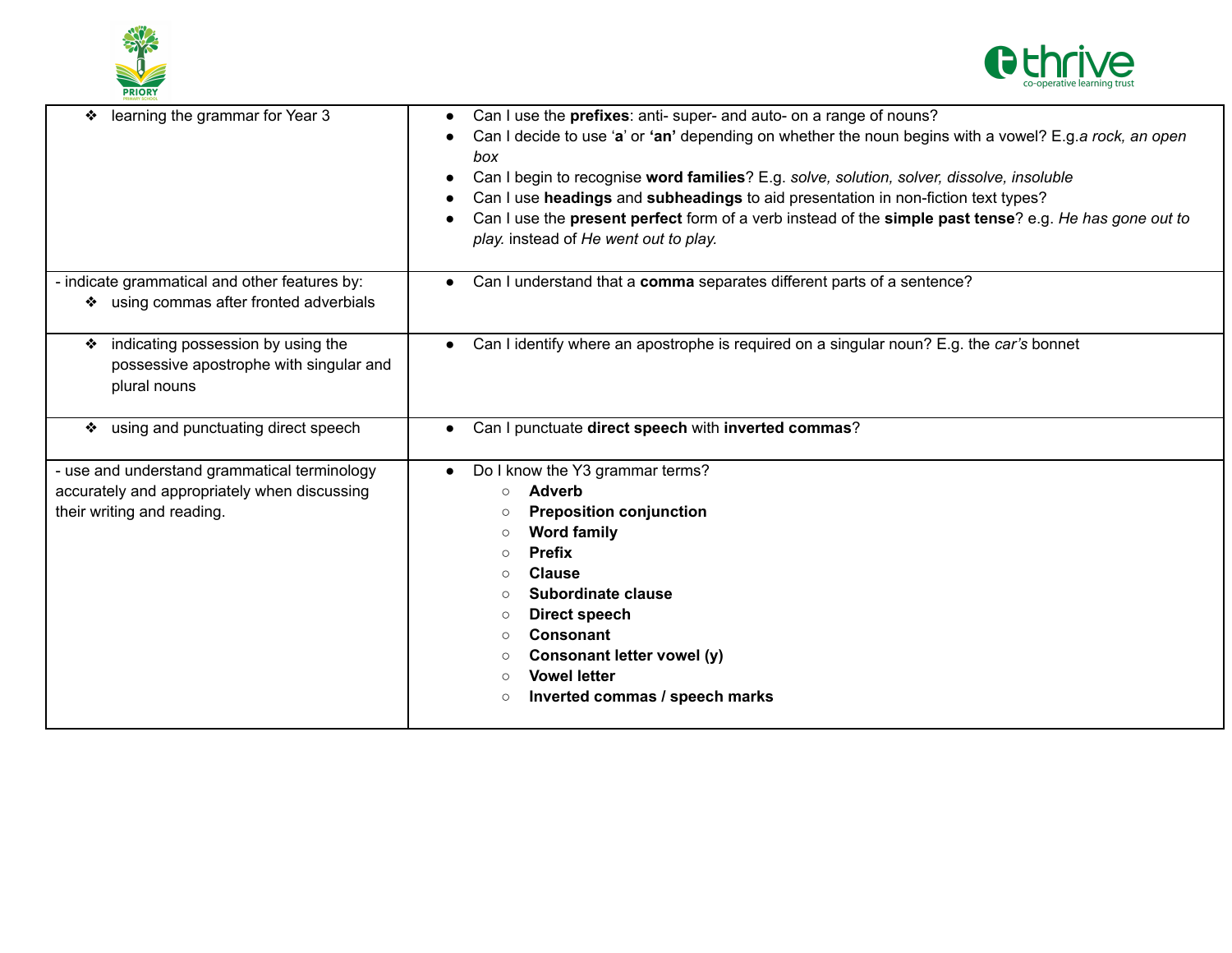| | |
|---|---|
| ❖ learning the grammar for Year 3 | • Can I use the **prefixes**: anti- super- and auto- on a range of nouns?<br>• Can I decide to use '**a**' or **'an'** depending on whether the noun begins with a vowel? E.g.*a rock, an open box*<br>• Can I begin to recognise **word families**? E.g. *solve, solution, solver, dissolve, insoluble*<br>• Can I use **headings** and **subheadings** to aid presentation in non-fiction text types?<br>• Can I use the **present perfect** form of a verb instead of the **simple past tense**? e.g. *He has gone out to play.* instead of *He went out to play.* |
| - indicate grammatical and other features by:<br>❖ using commas after fronted adverbials | • Can I understand that a **comma** separates different parts of a sentence? |
| ❖ indicating possession by using the possessive apostrophe with singular and plural nouns | • Can I identify where an apostrophe is required on a singular noun? E.g. the *car's* bonnet |
| ❖ using and punctuating direct speech | • Can I punctuate **direct speech** with **inverted commas**? |
| - use and understand grammatical terminology accurately and appropriately when discussing their writing and reading. | • Do I know the Y3 grammar terms?<br>○ **Adverb**<br>○ **Preposition conjunction**<br>○ **Word family**<br>○ **Prefix**<br>○ **Clause**<br>○ **Subordinate clause**<br>○ **Direct speech**<br>○ **Consonant**<br>○ **Consonant letter vowel (y)**<br>○ **Vowel letter**<br>○ **Inverted commas / speech marks** |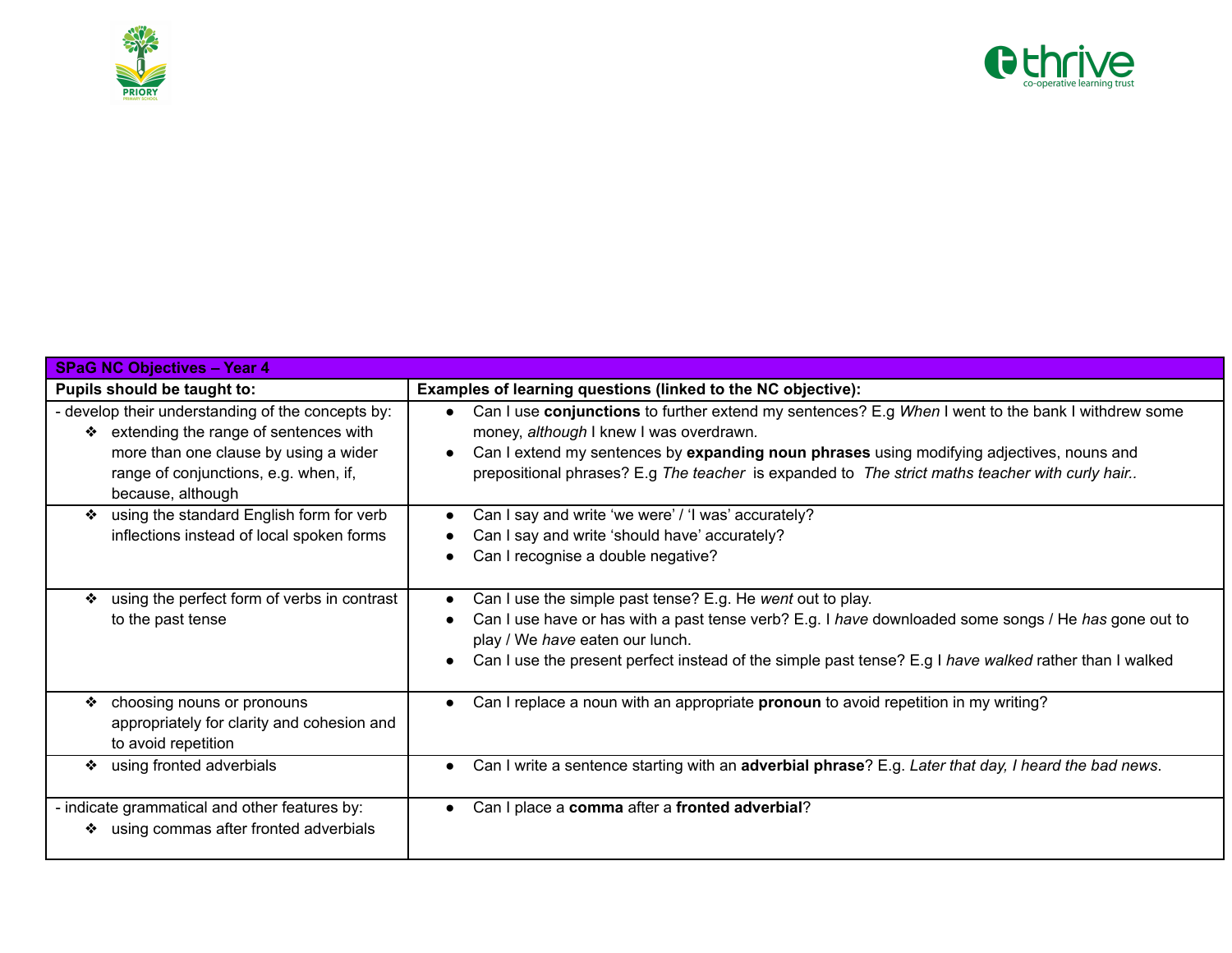| SPaG NC Objectives – Year 4 | |
|---|---|
| **Pupils should be taught to:** | **Examples of learning questions (linked to the NC objective):** |
| - develop their understanding of the concepts by:<br>❖ extending the range of sentences with more than one clause by using a wider range of conjunctions, e.g. when, if, because, although | • Can I use **conjunctions** to further extend my sentences? E.g *When* I went to the bank I withdrew some money, *although* I knew I was overdrawn.<br>• Can I extend my sentences by **expanding noun phrases** using modifying adjectives, nouns and prepositional phrases? E.g *The teacher* is expanded to *The strict maths teacher with curly hair..* |
| ❖ using the standard English form for verb inflections instead of local spoken forms | • Can I say and write 'we were' / 'I was' accurately?<br>• Can I say and write 'should have' accurately?<br>• Can I recognise a double negative? |
| ❖ using the perfect form of verbs in contrast to the past tense | • Can I use the simple past tense? E.g. He *went* out to play.<br>• Can I use have or has with a past tense verb? E.g. I *have* downloaded some songs / He *has* gone out to play / We *have* eaten our lunch.<br>• Can I use the present perfect instead of the simple past tense? E.g I *have walked* rather than I walked |
| ❖ choosing nouns or pronouns appropriately for clarity and cohesion and to avoid repetition | • Can I replace a noun with an appropriate **pronoun** to avoid repetition in my writing? |
| ❖ using fronted adverbials | • Can I write a sentence starting with an **adverbial phrase**? E.g. *Later that day, I heard the bad news*. |
| - indicate grammatical and other features by:<br>❖ using commas after fronted adverbials | • Can I place a **comma** after a **fronted adverbial**? |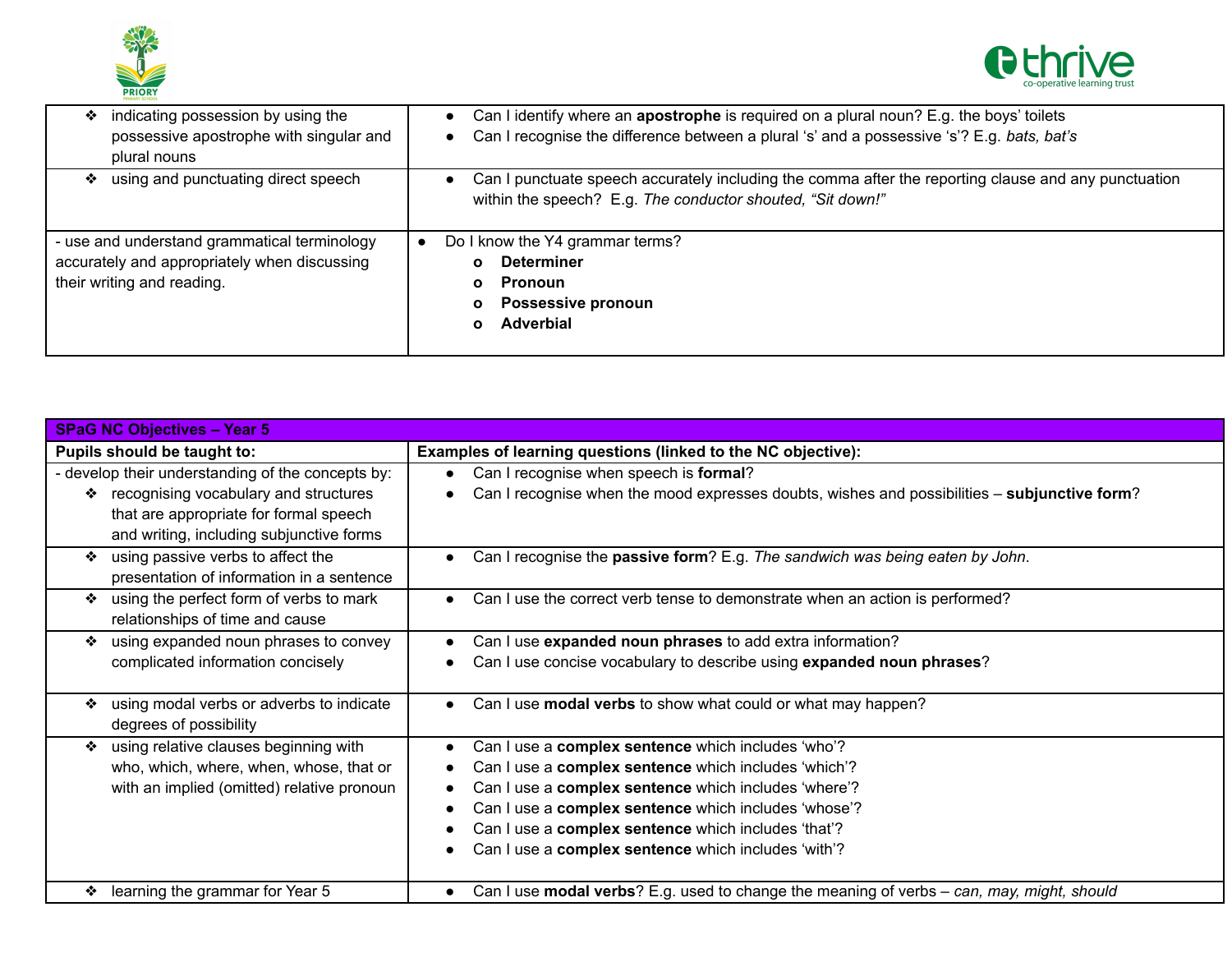| | |
|---|---|
| ❖ indicating possession by using the possessive apostrophe with singular and plural nouns | ● Can I identify where an **apostrophe** is required on a plural noun? E.g. the boys' toilets<br>● Can I recognise the difference between a plural 's' and a possessive 's'? E.g. *bats, bat's* |
| ❖ using and punctuating direct speech | ● Can I punctuate speech accurately including the comma after the reporting clause and any punctuation within the speech? E.g. *The conductor shouted, "Sit down!"* |
| - use and understand grammatical terminology accurately and appropriately when discussing their writing and reading. | ● Do I know the Y4 grammar terms?<br>o **Determiner**<br>o **Pronoun**<br>o **Possessive pronoun**<br>o **Adverbial** |

| **SPaG NC Objectives – Year 5** | |
|---|---|
| **Pupils should be taught to:** | **Examples of learning questions (linked to the NC objective):** |
| - develop their understanding of the concepts by:<br>❖ recognising vocabulary and structures that are appropriate for formal speech and writing, including subjunctive forms | ● Can I recognise when speech is **formal**?<br>● Can I recognise when the mood expresses doubts, wishes and possibilities – **subjunctive form**? |
| ❖ using passive verbs to affect the presentation of information in a sentence | ● Can I recognise the **passive form**? E.g. *The sandwich was being eaten by John*. |
| ❖ using the perfect form of verbs to mark relationships of time and cause | ● Can I use the correct verb tense to demonstrate when an action is performed? |
| ❖ using expanded noun phrases to convey complicated information concisely | ● Can I use **expanded noun phrases** to add extra information?<br>● Can I use concise vocabulary to describe using **expanded noun phrases**? |
| ❖ using modal verbs or adverbs to indicate degrees of possibility | ● Can I use **modal verbs** to show what could or what may happen? |
| ❖ using relative clauses beginning with who, which, where, when, whose, that or with an implied (omitted) relative pronoun | ● Can I use a **complex sentence** which includes 'who'?<br>● Can I use a **complex sentence** which includes 'which'?<br>● Can I use a **complex sentence** which includes 'where'?<br>● Can I use a **complex sentence** which includes 'whose'?<br>● Can I use a **complex sentence** which includes 'that'?<br>● Can I use a **complex sentence** which includes 'with'? |
| ❖ learning the grammar for Year 5 | ● Can I use **modal verbs**? E.g. used to change the meaning of verbs – *can, may, might, should* |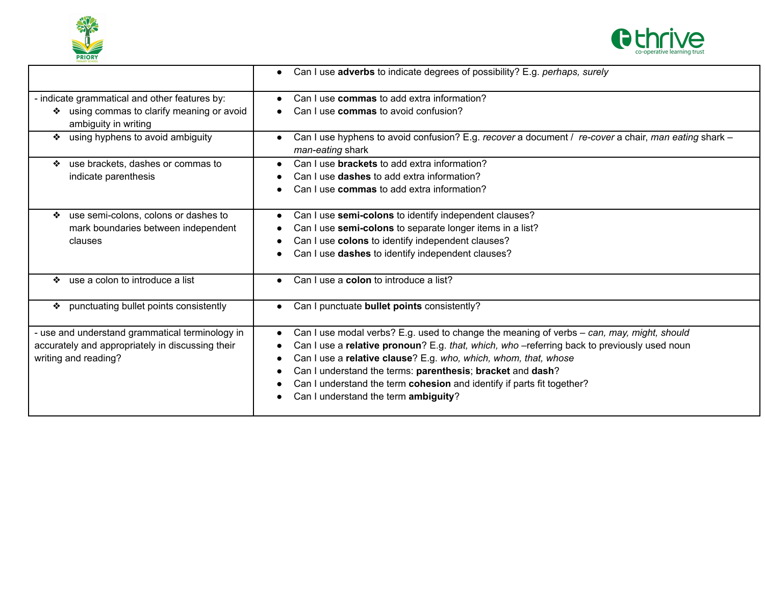| | |
|---|---|
| | • Can I use **adverbs** to indicate degrees of possibility? E.g. *perhaps, surely* |
| - indicate grammatical and other features by:<br>❖ using commas to clarify meaning or avoid ambiguity in writing | • Can I use **commas** to add extra information?<br>• Can I use **commas** to avoid confusion? |
| ❖ using hyphens to avoid ambiguity | • Can I use hyphens to avoid confusion? E.g. *recover* a document / *re-cover* a chair, *man eating* shark – *man-eating* shark |
| ❖ use brackets, dashes or commas to indicate parenthesis | • Can I use **brackets** to add extra information?<br>• Can I use **dashes** to add extra information?<br>• Can I use **commas** to add extra information? |
| ❖ use semi-colons, colons or dashes to mark boundaries between independent clauses | • Can I use **semi-colons** to identify independent clauses?<br>• Can I use **semi-colons** to separate longer items in a list?<br>• Can I use **colons** to identify independent clauses?<br>• Can I use **dashes** to identify independent clauses? |
| ❖ use a colon to introduce a list | • Can I use a **colon** to introduce a list? |
| ❖ punctuating bullet points consistently | • Can I punctuate **bullet points** consistently? |
| - use and understand grammatical terminology in accurately and appropriately in discussing their writing and reading? | • Can I use modal verbs? E.g. used to change the meaning of verbs – *can, may, might, should*<br>• Can I use a **relative pronoun**? E.g. *that, which, who* –referring back to previously used noun<br>• Can I use a **relative clause**? E.g. *who, which, whom, that, whose*<br>• Can I understand the terms: **parenthesis**; **bracket** and **dash**?<br>• Can I understand the term **cohesion** and identify if parts fit together?<br>• Can I understand the term **ambiguity**? |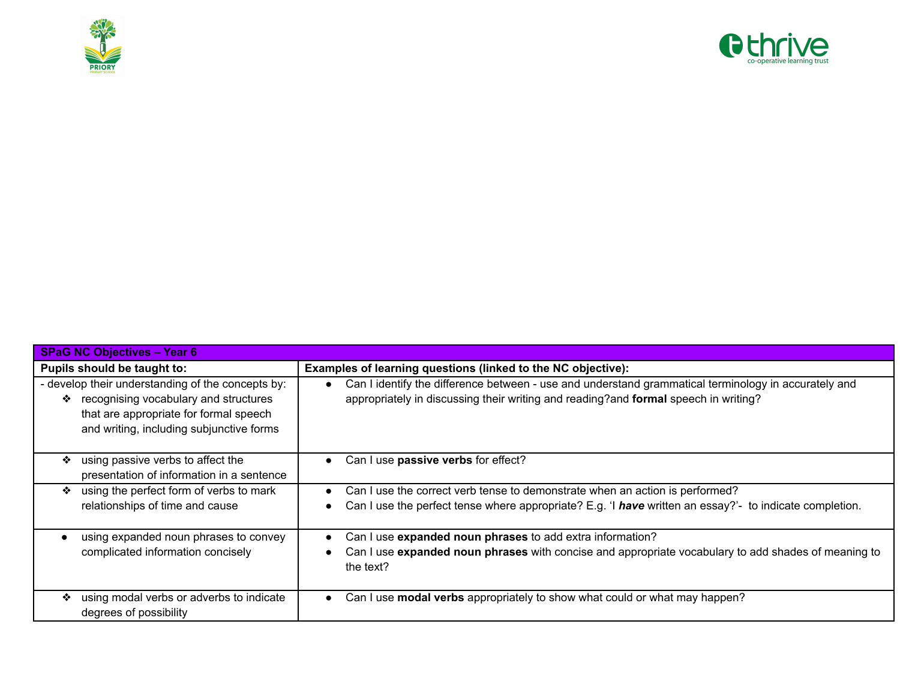| SPaG NC Objectives – Year 6 | |
|---|---|
| **Pupils should be taught to:** | **Examples of learning questions (linked to the NC objective):** |
| - develop their understanding of the concepts by:<br>❖ recognising vocabulary and structures that are appropriate for formal speech and writing, including subjunctive forms | ● Can I identify the difference between - use and understand grammatical terminology in accurately and appropriately in discussing their writing and reading?and **formal** speech in writing? |
| ❖ using passive verbs to affect the presentation of information in a sentence | ● Can I use **passive verbs** for effect? |
| ❖ using the perfect form of verbs to mark relationships of time and cause | ● Can I use the correct verb tense to demonstrate when an action is performed?<br>● Can I use the perfect tense where appropriate? E.g. 'I ***have*** written an essay?'- to indicate completion. |
| ● using expanded noun phrases to convey complicated information concisely | ● Can I use **expanded noun phrases** to add extra information?<br>● Can I use **expanded noun phrases** with concise and appropriate vocabulary to add shades of meaning to the text? |
| ❖ using modal verbs or adverbs to indicate degrees of possibility | ● Can I use **modal verbs** appropriately to show what could or what may happen? |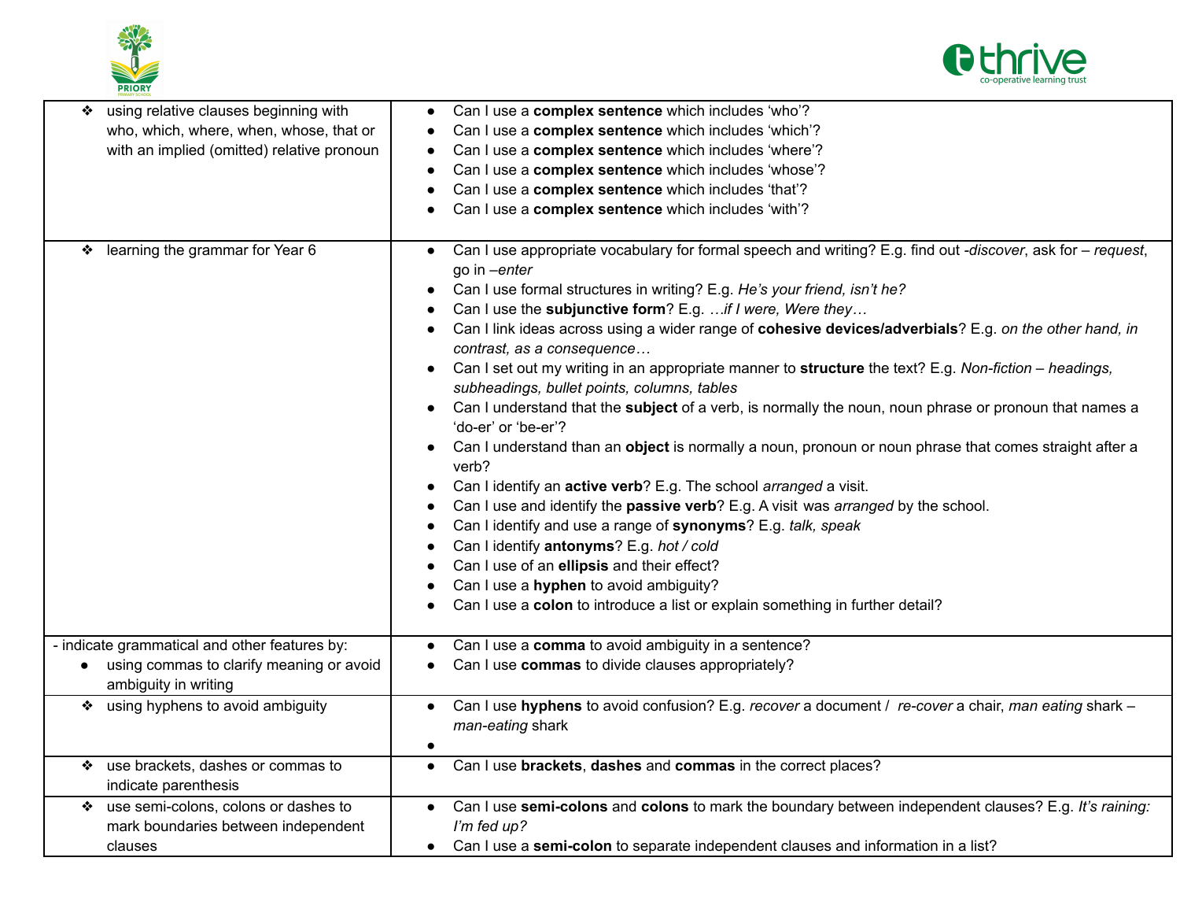| | |
|---|---|
| ❖ using relative clauses beginning with who, which, where, when, whose, that or with an implied (omitted) relative pronoun | • Can I use a **complex sentence** which includes 'who'?<br>• Can I use a **complex sentence** which includes 'which'?<br>• Can I use a **complex sentence** which includes 'where'?<br>• Can I use a **complex sentence** which includes 'whose'?<br>• Can I use a **complex sentence** which includes 'that'?<br>• Can I use a **complex sentence** which includes 'with'? |
| ❖ learning the grammar for Year 6 | • Can I use appropriate vocabulary for formal speech and writing? E.g. find out -*discover*, ask for – *request*, go in –*enter*<br>• Can I use formal structures in writing? E.g. *He's your friend, isn't he?*<br>• Can I use the **subjunctive form**? E.g. *…if I were, Were they…*<br>• Can I link ideas across using a wider range of **cohesive devices/adverbials**? E.g. *on the other hand, in contrast, as a consequence…*<br>• Can I set out my writing in an appropriate manner to **structure** the text? E.g. *Non-fiction – headings, subheadings, bullet points, columns, tables*<br>• Can I understand that the **subject** of a verb, is normally the noun, noun phrase or pronoun that names a 'do-er' or 'be-er'?<br>• Can I understand than an **object** is normally a noun, pronoun or noun phrase that comes straight after a verb?<br>• Can I identify an **active verb**? E.g. The school *arranged* a visit.<br>• Can I use and identify the **passive verb**? E.g. A visit was *arranged* by the school.<br>• Can I identify and use a range of **synonyms**? E.g. *talk, speak*<br>• Can I identify **antonyms**? E.g. *hot / cold*<br>• Can I use of an **ellipsis** and their effect?<br>• Can I use a **hyphen** to avoid ambiguity?<br>• Can I use a **colon** to introduce a list or explain something in further detail? |
| - indicate grammatical and other features by:<br>• using commas to clarify meaning or avoid ambiguity in writing | • Can I use a **comma** to avoid ambiguity in a sentence?<br>• Can I use **commas** to divide clauses appropriately? |
| ❖ using hyphens to avoid ambiguity | • Can I use **hyphens** to avoid confusion? E.g. *recover* a document / *re-cover* a chair, *man eating* shark – *man-eating* shark<br>• |
| ❖ use brackets, dashes or commas to indicate parenthesis | • Can I use **brackets**, **dashes** and **commas** in the correct places? |
| ❖ use semi-colons, colons or dashes to mark boundaries between independent clauses | • Can I use **semi-colons** and **colons** to mark the boundary between independent clauses? E.g. *It's raining: I'm fed up?*<br>• Can I use a **semi-colon** to separate independent clauses and information in a list? |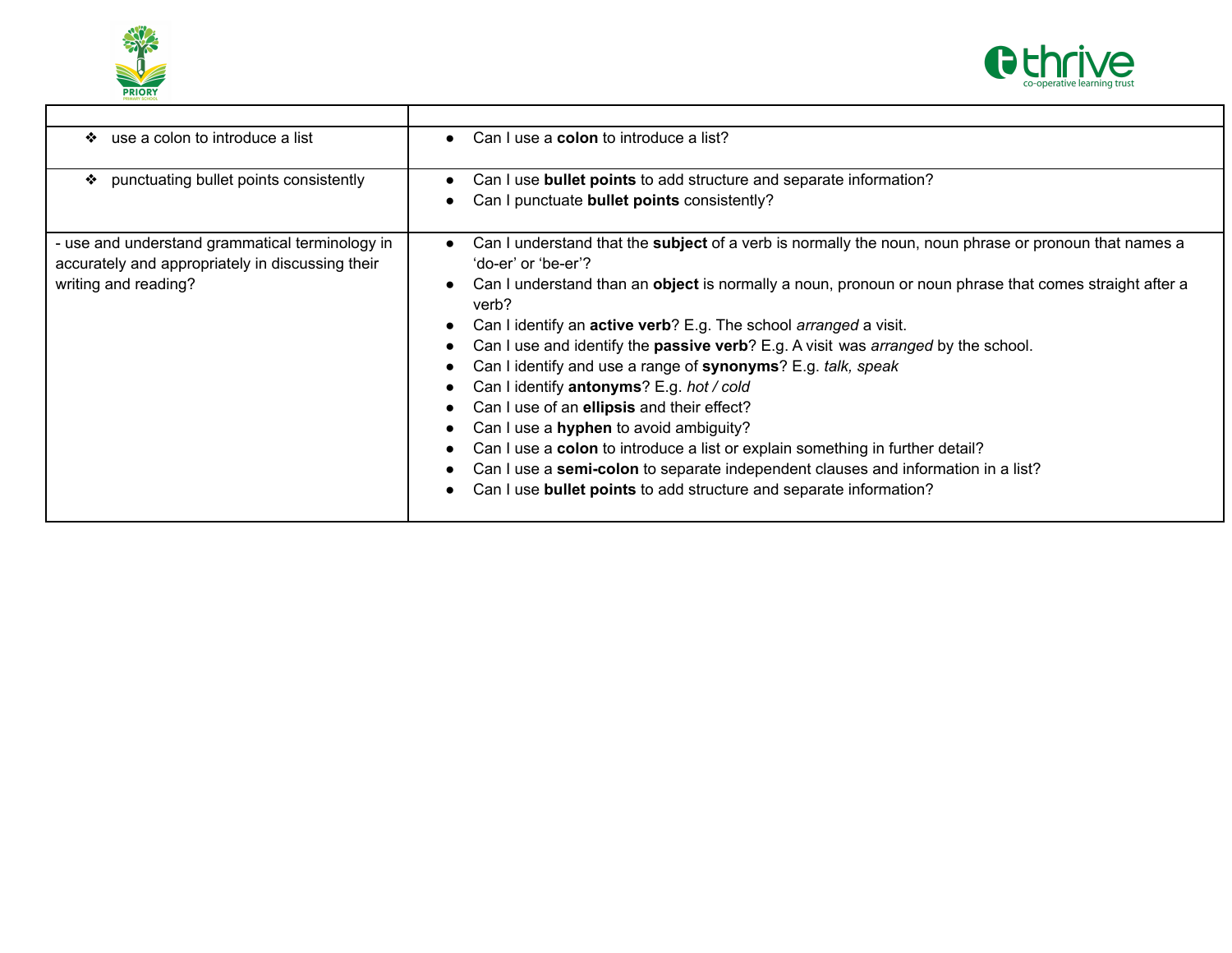| | |
|---|---|
| ❖ use a colon to introduce a list | ● Can I use a **colon** to introduce a list? |
| ❖ punctuating bullet points consistently | ● Can I use **bullet points** to add structure and separate information?<br>● Can I punctuate **bullet points** consistently? |
| - use and understand grammatical terminology in accurately and appropriately in discussing their writing and reading? | ● Can I understand that the **subject** of a verb is normally the noun, noun phrase or pronoun that names a 'do-er' or 'be-er'?<br>● Can I understand than an **object** is normally a noun, pronoun or noun phrase that comes straight after a verb?<br>● Can I identify an **active verb**? E.g. The school *arranged* a visit.<br>● Can I use and identify the **passive verb**? E.g. A visit was *arranged* by the school.<br>● Can I identify and use a range of **synonyms**? E.g. *talk, speak*<br>● Can I identify **antonyms**? E.g. *hot / cold*<br>● Can I use of an **ellipsis** and their effect?<br>● Can I use a **hyphen** to avoid ambiguity?<br>● Can I use a **colon** to introduce a list or explain something in further detail?<br>● Can I use a **semi-colon** to separate independent clauses and information in a list?<br>● Can I use **bullet points** to add structure and separate information? |